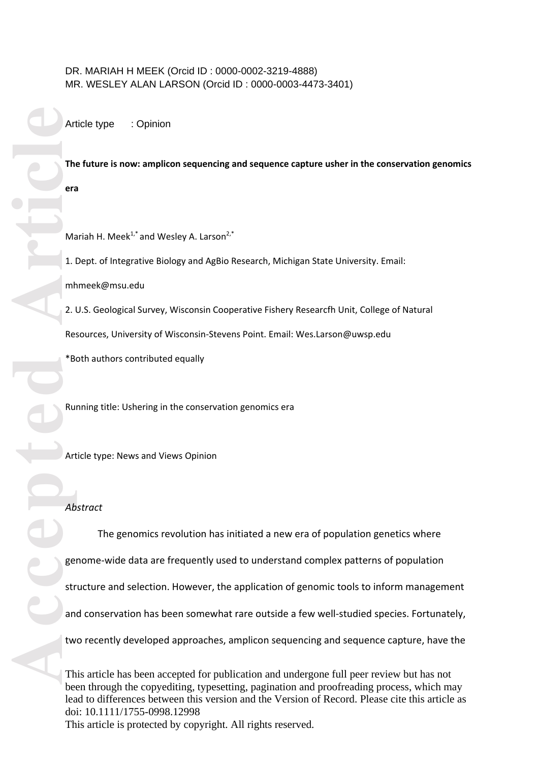DR. MARIAH H MEEK (Orcid ID : 0000-0002-3219-4888)
MR. WESLEY ALAN LARSON (Orcid ID : 0000-0003-4473-3401)

Article type : Opinion

**The future is now: amplicon sequencing and sequence capture usher in the conservation genomics era**

Mariah H. Meek[1,*] and Wesley A. Larson[2,*]

1. Dept. of Integrative Biology and AgBio Research, Michigan State University. Email: mhmeek@msu.edu

2. U.S. Geological Survey, Wisconsin Cooperative Fishery Researcfh Unit, College of Natural Resources, University of Wisconsin-Stevens Point. Email: Wes.Larson@uwsp.edu

*Both authors contributed equally

Running title: Ushering in the conservation genomics era

Article type: News and Views Opinion

*Abstract*

The genomics revolution has initiated a new era of population genetics where genome-wide data are frequently used to understand complex patterns of population structure and selection. However, the application of genomic tools to inform management and conservation has been somewhat rare outside a few well-studied species. Fortunately, two recently developed approaches, amplicon sequencing and sequence capture, have the

This article has been accepted for publication and undergone full peer review but has not been through the copyediting, typesetting, pagination and proofreading process, which may lead to differences between this version and the Version of Record. Please cite this article as doi: 10.1111/1755-0998.12998

This article is protected by copyright. All rights reserved.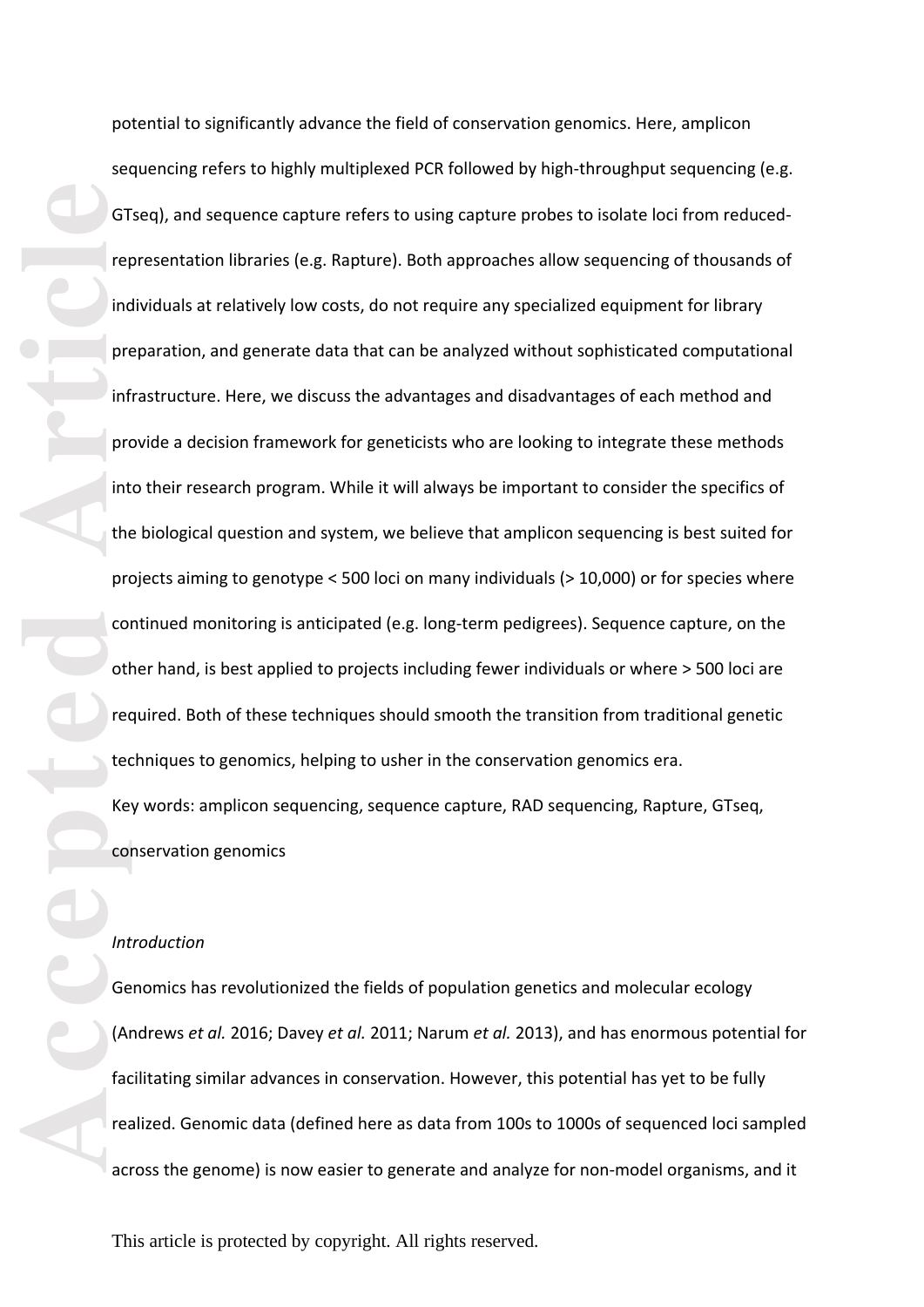potential to significantly advance the field of conservation genomics. Here, amplicon sequencing refers to highly multiplexed PCR followed by high-throughput sequencing (e.g. GTseq), and sequence capture refers to using capture probes to isolate loci from reduced-representation libraries (e.g. Rapture). Both approaches allow sequencing of thousands of individuals at relatively low costs, do not require any specialized equipment for library preparation, and generate data that can be analyzed without sophisticated computational infrastructure. Here, we discuss the advantages and disadvantages of each method and provide a decision framework for geneticists who are looking to integrate these methods into their research program. While it will always be important to consider the specifics of the biological question and system, we believe that amplicon sequencing is best suited for projects aiming to genotype < 500 loci on many individuals (> 10,000) or for species where continued monitoring is anticipated (e.g. long-term pedigrees). Sequence capture, on the other hand, is best applied to projects including fewer individuals or where > 500 loci are required. Both of these techniques should smooth the transition from traditional genetic techniques to genomics, helping to usher in the conservation genomics era.

Key words: amplicon sequencing, sequence capture, RAD sequencing, Rapture, GTseq, conservation genomics

*Introduction*

Genomics has revolutionized the fields of population genetics and molecular ecology (Andrews *et al.* 2016; Davey *et al.* 2011; Narum *et al.* 2013), and has enormous potential for facilitating similar advances in conservation. However, this potential has yet to be fully realized. Genomic data (defined here as data from 100s to 1000s of sequenced loci sampled across the genome) is now easier to generate and analyze for non-model organisms, and it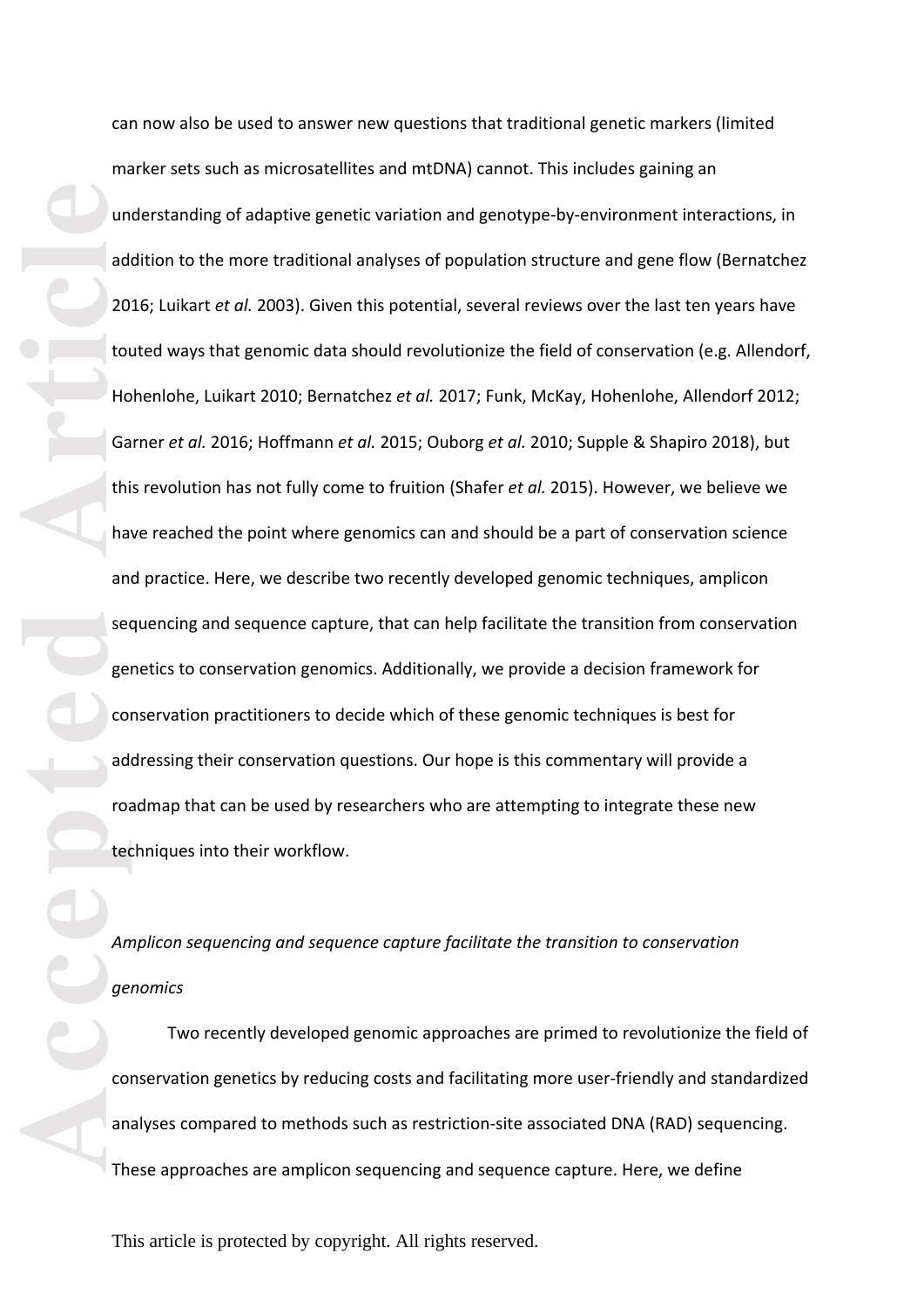can now also be used to answer new questions that traditional genetic markers (limited marker sets such as microsatellites and mtDNA) cannot. This includes gaining an understanding of adaptive genetic variation and genotype-by-environment interactions, in addition to the more traditional analyses of population structure and gene flow (Bernatchez 2016; Luikart *et al.* 2003). Given this potential, several reviews over the last ten years have touted ways that genomic data should revolutionize the field of conservation (e.g. Allendorf, Hohenlohe, Luikart 2010; Bernatchez *et al.* 2017; Funk, McKay, Hohenlohe, Allendorf 2012; Garner *et al.* 2016; Hoffmann *et al.* 2015; Ouborg *et al.* 2010; Supple & Shapiro 2018), but this revolution has not fully come to fruition (Shafer *et al.* 2015). However, we believe we have reached the point where genomics can and should be a part of conservation science and practice. Here, we describe two recently developed genomic techniques, amplicon sequencing and sequence capture, that can help facilitate the transition from conservation genetics to conservation genomics. Additionally, we provide a decision framework for conservation practitioners to decide which of these genomic techniques is best for addressing their conservation questions. Our hope is this commentary will provide a roadmap that can be used by researchers who are attempting to integrate these new techniques into their workflow.

*Amplicon sequencing and sequence capture facilitate the transition to conservation genomics*

Two recently developed genomic approaches are primed to revolutionize the field of conservation genetics by reducing costs and facilitating more user-friendly and standardized analyses compared to methods such as restriction-site associated DNA (RAD) sequencing. These approaches are amplicon sequencing and sequence capture. Here, we define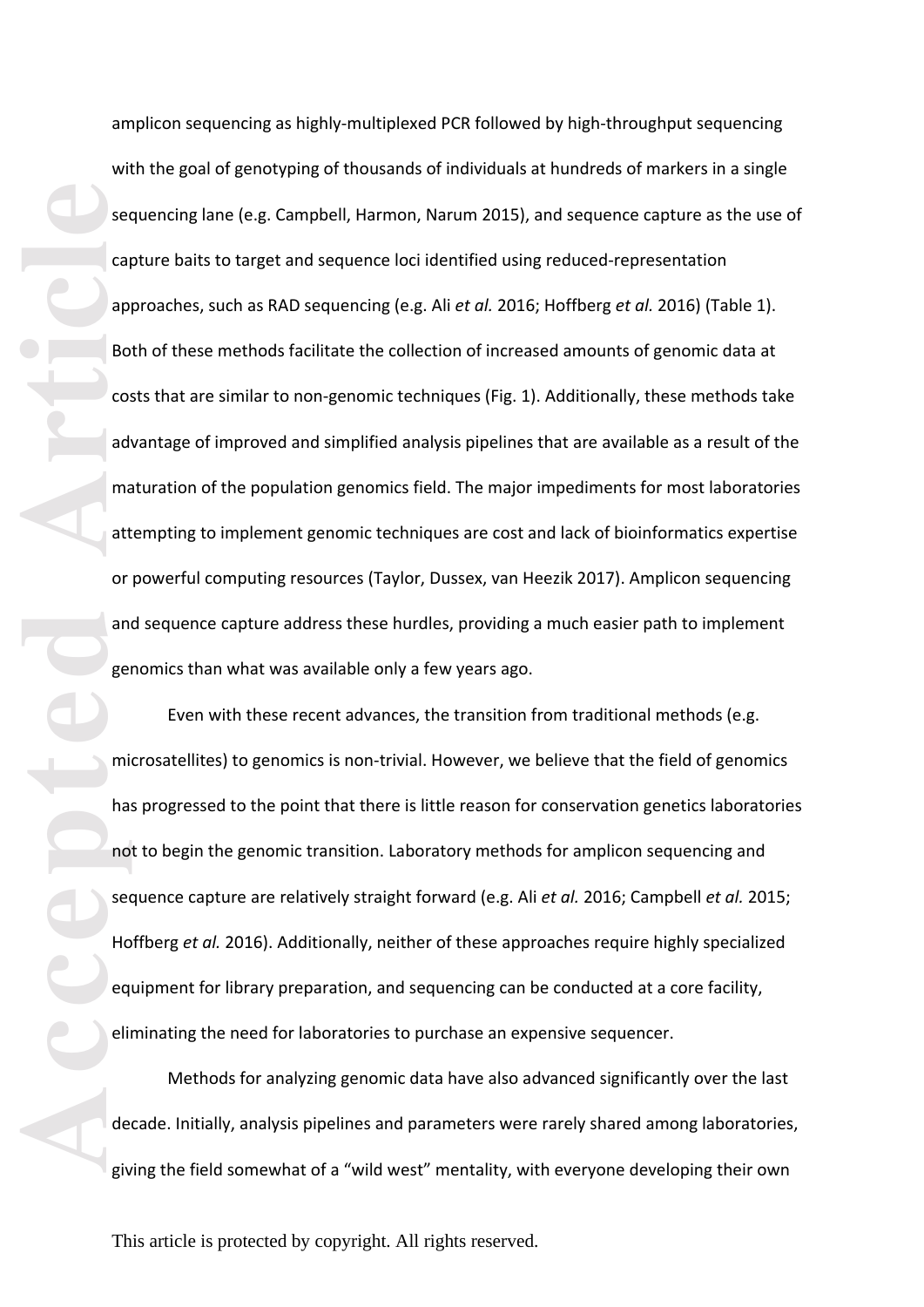amplicon sequencing as highly-multiplexed PCR followed by high-throughput sequencing with the goal of genotyping of thousands of individuals at hundreds of markers in a single sequencing lane (e.g. Campbell, Harmon, Narum 2015), and sequence capture as the use of capture baits to target and sequence loci identified using reduced-representation approaches, such as RAD sequencing (e.g. Ali *et al.* 2016; Hoffberg *et al.* 2016) (Table 1). Both of these methods facilitate the collection of increased amounts of genomic data at costs that are similar to non-genomic techniques (Fig. 1). Additionally, these methods take advantage of improved and simplified analysis pipelines that are available as a result of the maturation of the population genomics field. The major impediments for most laboratories attempting to implement genomic techniques are cost and lack of bioinformatics expertise or powerful computing resources (Taylor, Dussex, van Heezik 2017). Amplicon sequencing and sequence capture address these hurdles, providing a much easier path to implement genomics than what was available only a few years ago.

Even with these recent advances, the transition from traditional methods (e.g. microsatellites) to genomics is non-trivial. However, we believe that the field of genomics has progressed to the point that there is little reason for conservation genetics laboratories not to begin the genomic transition. Laboratory methods for amplicon sequencing and sequence capture are relatively straight forward (e.g. Ali *et al.* 2016; Campbell *et al.* 2015; Hoffberg *et al.* 2016). Additionally, neither of these approaches require highly specialized equipment for library preparation, and sequencing can be conducted at a core facility, eliminating the need for laboratories to purchase an expensive sequencer.

Methods for analyzing genomic data have also advanced significantly over the last decade. Initially, analysis pipelines and parameters were rarely shared among laboratories, giving the field somewhat of a "wild west" mentality, with everyone developing their own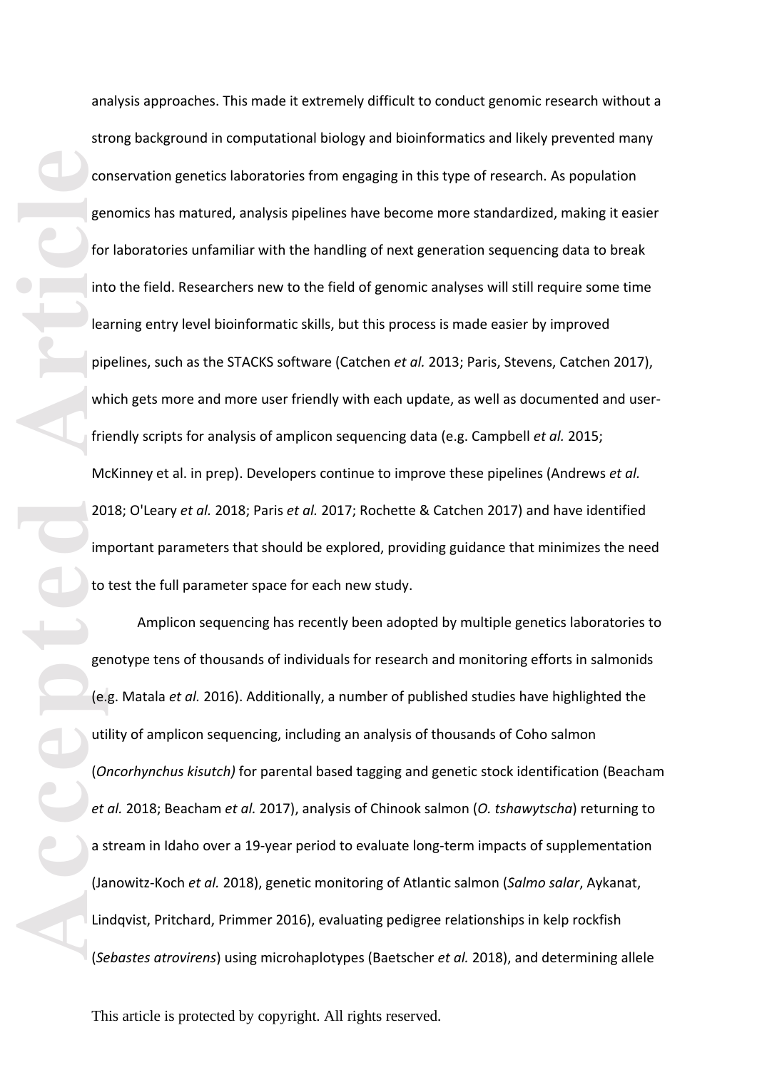analysis approaches. This made it extremely difficult to conduct genomic research without a strong background in computational biology and bioinformatics and likely prevented many conservation genetics laboratories from engaging in this type of research. As population genomics has matured, analysis pipelines have become more standardized, making it easier for laboratories unfamiliar with the handling of next generation sequencing data to break into the field. Researchers new to the field of genomic analyses will still require some time learning entry level bioinformatic skills, but this process is made easier by improved pipelines, such as the STACKS software (Catchen *et al.* 2013; Paris, Stevens, Catchen 2017), which gets more and more user friendly with each update, as well as documented and user-friendly scripts for analysis of amplicon sequencing data (e.g. Campbell *et al.* 2015; McKinney et al. in prep). Developers continue to improve these pipelines (Andrews *et al.* 2018; O'Leary *et al.* 2018; Paris *et al.* 2017; Rochette & Catchen 2017) and have identified important parameters that should be explored, providing guidance that minimizes the need to test the full parameter space for each new study.

Amplicon sequencing has recently been adopted by multiple genetics laboratories to genotype tens of thousands of individuals for research and monitoring efforts in salmonids (e.g. Matala *et al.* 2016). Additionally, a number of published studies have highlighted the utility of amplicon sequencing, including an analysis of thousands of Coho salmon (*Oncorhynchus kisutch)* for parental based tagging and genetic stock identification (Beacham *et al.* 2018; Beacham *et al.* 2017), analysis of Chinook salmon (*O. tshawytscha*) returning to a stream in Idaho over a 19-year period to evaluate long-term impacts of supplementation (Janowitz-Koch *et al.* 2018), genetic monitoring of Atlantic salmon (*Salmo salar*, Aykanat, Lindqvist, Pritchard, Primmer 2016), evaluating pedigree relationships in kelp rockfish (*Sebastes atrovirens*) using microhaplotypes (Baetscher *et al.* 2018), and determining allele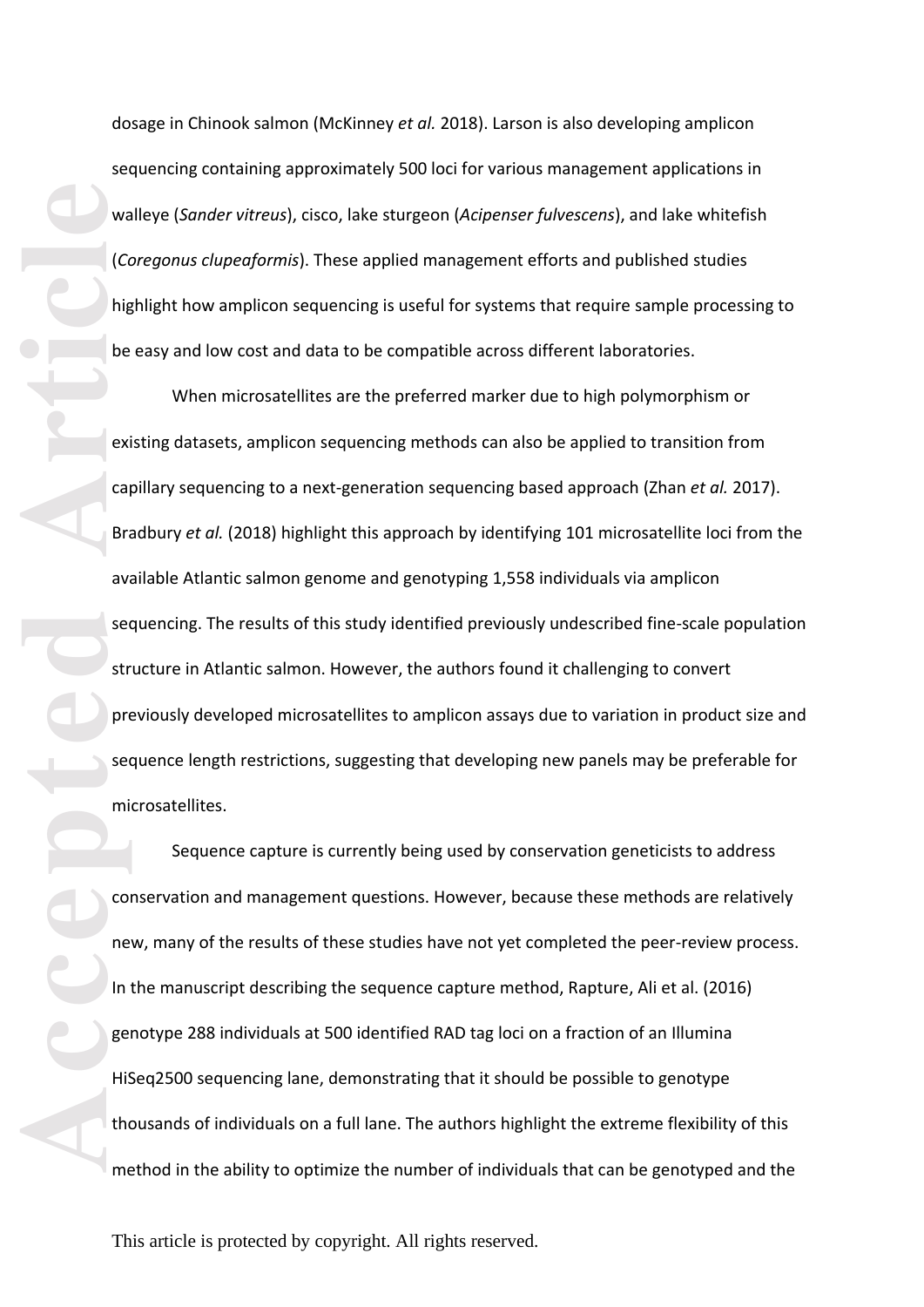dosage in Chinook salmon (McKinney *et al.* 2018). Larson is also developing amplicon sequencing containing approximately 500 loci for various management applications in walleye (*Sander vitreus*), cisco, lake sturgeon (*Acipenser fulvescens*), and lake whitefish (*Coregonus clupeaformis*). These applied management efforts and published studies highlight how amplicon sequencing is useful for systems that require sample processing to be easy and low cost and data to be compatible across different laboratories.

When microsatellites are the preferred marker due to high polymorphism or existing datasets, amplicon sequencing methods can also be applied to transition from capillary sequencing to a next-generation sequencing based approach (Zhan *et al.* 2017). Bradbury *et al.* (2018) highlight this approach by identifying 101 microsatellite loci from the available Atlantic salmon genome and genotyping 1,558 individuals via amplicon sequencing. The results of this study identified previously undescribed fine-scale population structure in Atlantic salmon. However, the authors found it challenging to convert previously developed microsatellites to amplicon assays due to variation in product size and sequence length restrictions, suggesting that developing new panels may be preferable for microsatellites.

Sequence capture is currently being used by conservation geneticists to address conservation and management questions. However, because these methods are relatively new, many of the results of these studies have not yet completed the peer-review process. In the manuscript describing the sequence capture method, Rapture, Ali et al. (2016) genotype 288 individuals at 500 identified RAD tag loci on a fraction of an Illumina HiSeq2500 sequencing lane, demonstrating that it should be possible to genotype thousands of individuals on a full lane. The authors highlight the extreme flexibility of this method in the ability to optimize the number of individuals that can be genotyped and the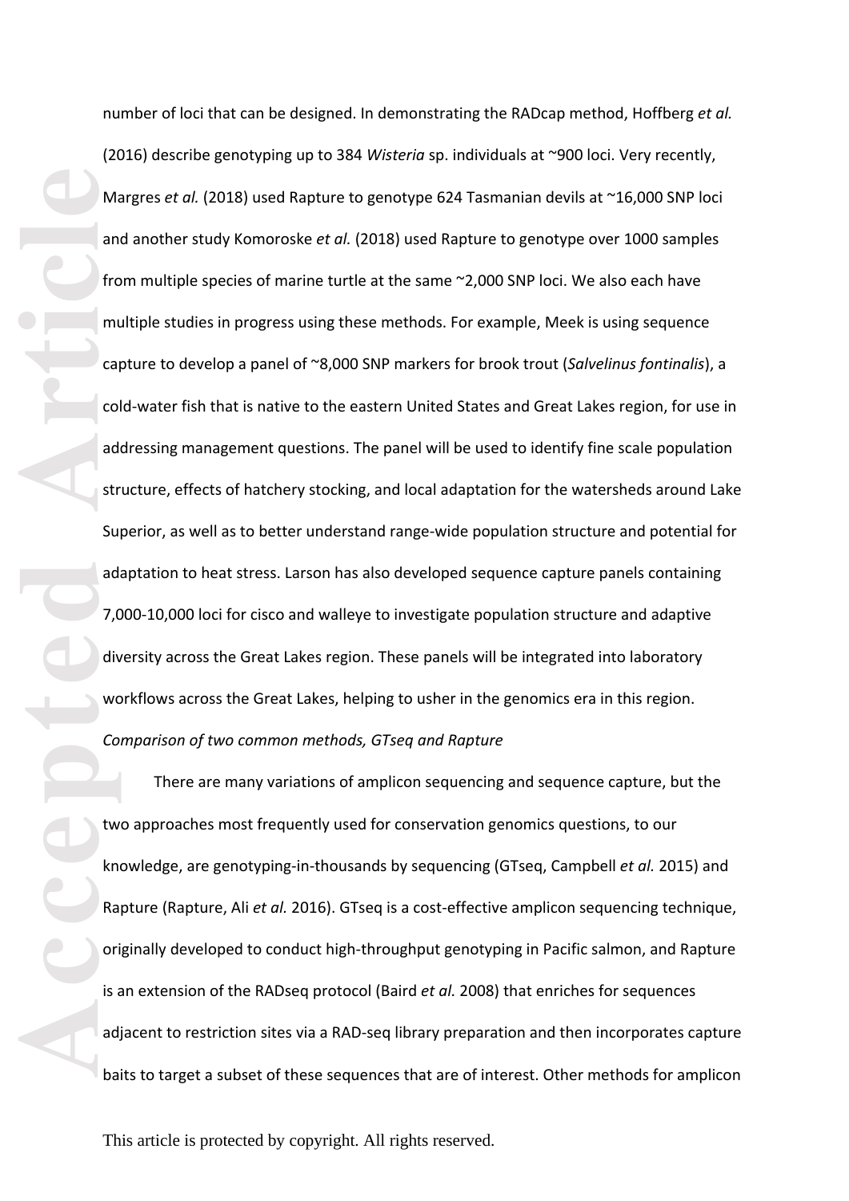number of loci that can be designed. In demonstrating the RADcap method, Hoffberg *et al.* (2016) describe genotyping up to 384 *Wisteria* sp. individuals at ~900 loci. Very recently, Margres *et al.* (2018) used Rapture to genotype 624 Tasmanian devils at ~16,000 SNP loci and another study Komoroske *et al.* (2018) used Rapture to genotype over 1000 samples from multiple species of marine turtle at the same ~2,000 SNP loci. We also each have multiple studies in progress using these methods. For example, Meek is using sequence capture to develop a panel of ~8,000 SNP markers for brook trout (*Salvelinus fontinalis*), a cold-water fish that is native to the eastern United States and Great Lakes region, for use in addressing management questions. The panel will be used to identify fine scale population structure, effects of hatchery stocking, and local adaptation for the watersheds around Lake Superior, as well as to better understand range-wide population structure and potential for adaptation to heat stress. Larson has also developed sequence capture panels containing 7,000-10,000 loci for cisco and walleye to investigate population structure and adaptive diversity across the Great Lakes region. These panels will be integrated into laboratory workflows across the Great Lakes, helping to usher in the genomics era in this region.

*Comparison of two common methods, GTseq and Rapture*

There are many variations of amplicon sequencing and sequence capture, but the two approaches most frequently used for conservation genomics questions, to our knowledge, are genotyping-in-thousands by sequencing (GTseq, Campbell *et al.* 2015) and Rapture (Rapture, Ali *et al.* 2016). GTseq is a cost-effective amplicon sequencing technique, originally developed to conduct high-throughput genotyping in Pacific salmon, and Rapture is an extension of the RADseq protocol (Baird *et al.* 2008) that enriches for sequences adjacent to restriction sites via a RAD-seq library preparation and then incorporates capture baits to target a subset of these sequences that are of interest. Other methods for amplicon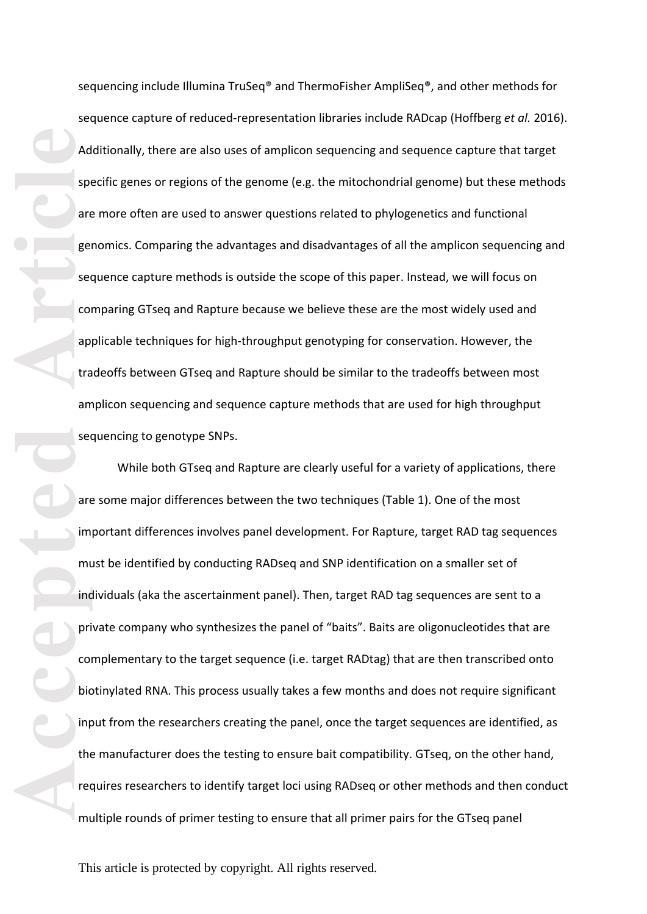sequencing include Illumina TruSeq® and ThermoFisher AmpliSeq®, and other methods for sequence capture of reduced-representation libraries include RADcap (Hoffberg *et al.* 2016). Additionally, there are also uses of amplicon sequencing and sequence capture that target specific genes or regions of the genome (e.g. the mitochondrial genome) but these methods are more often are used to answer questions related to phylogenetics and functional genomics. Comparing the advantages and disadvantages of all the amplicon sequencing and sequence capture methods is outside the scope of this paper. Instead, we will focus on comparing GTseq and Rapture because we believe these are the most widely used and applicable techniques for high-throughput genotyping for conservation. However, the tradeoffs between GTseq and Rapture should be similar to the tradeoffs between most amplicon sequencing and sequence capture methods that are used for high throughput sequencing to genotype SNPs.

While both GTseq and Rapture are clearly useful for a variety of applications, there are some major differences between the two techniques (Table 1). One of the most important differences involves panel development. For Rapture, target RAD tag sequences must be identified by conducting RADseq and SNP identification on a smaller set of individuals (aka the ascertainment panel). Then, target RAD tag sequences are sent to a private company who synthesizes the panel of "baits". Baits are oligonucleotides that are complementary to the target sequence (i.e. target RADtag) that are then transcribed onto biotinylated RNA. This process usually takes a few months and does not require significant input from the researchers creating the panel, once the target sequences are identified, as the manufacturer does the testing to ensure bait compatibility. GTseq, on the other hand, requires researchers to identify target loci using RADseq or other methods and then conduct multiple rounds of primer testing to ensure that all primer pairs for the GTseq panel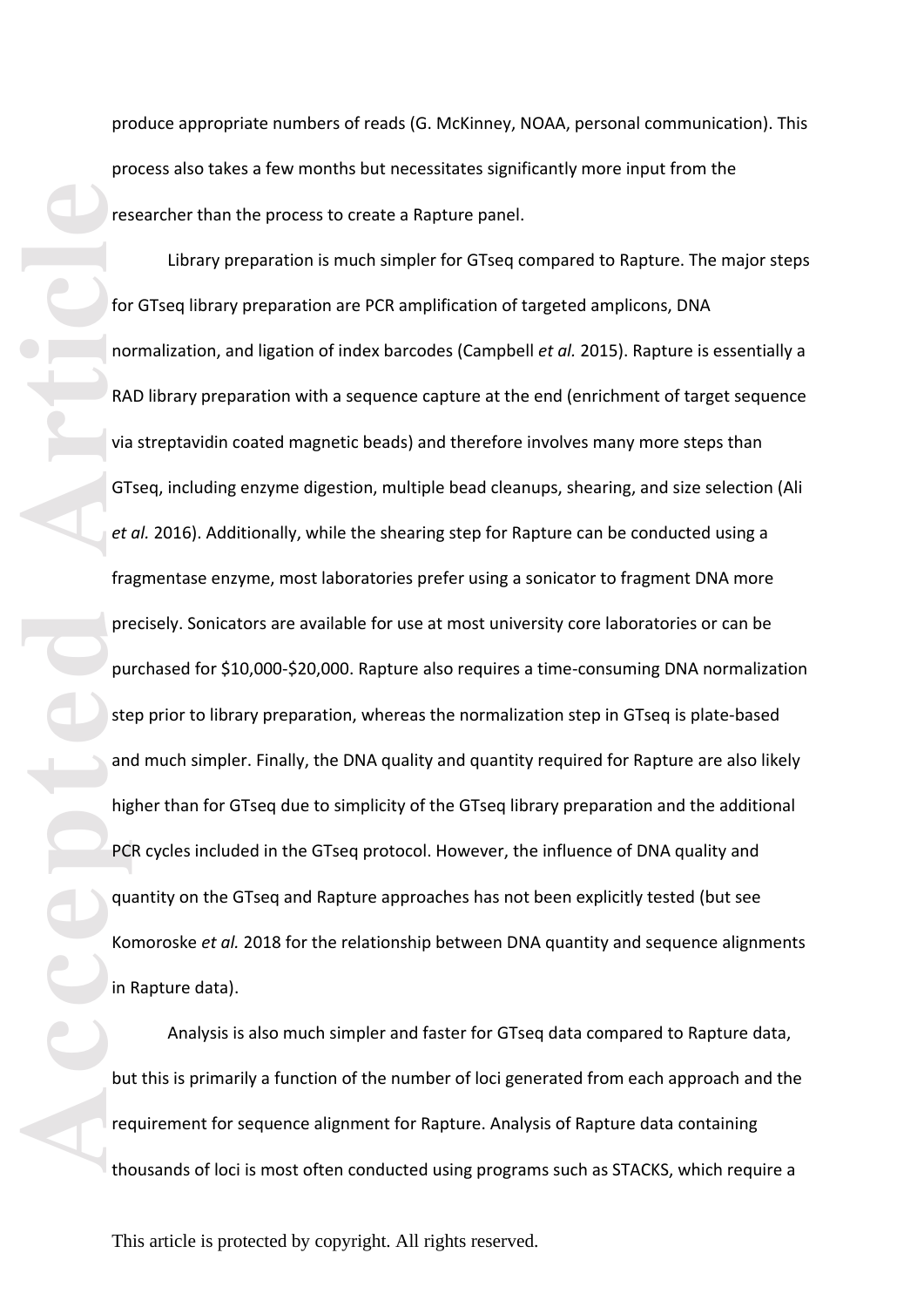produce appropriate numbers of reads (G. McKinney, NOAA, personal communication). This process also takes a few months but necessitates significantly more input from the researcher than the process to create a Rapture panel.

Library preparation is much simpler for GTseq compared to Rapture. The major steps for GTseq library preparation are PCR amplification of targeted amplicons, DNA normalization, and ligation of index barcodes (Campbell *et al.* 2015). Rapture is essentially a RAD library preparation with a sequence capture at the end (enrichment of target sequence via streptavidin coated magnetic beads) and therefore involves many more steps than GTseq, including enzyme digestion, multiple bead cleanups, shearing, and size selection (Ali *et al.* 2016). Additionally, while the shearing step for Rapture can be conducted using a fragmentase enzyme, most laboratories prefer using a sonicator to fragment DNA more precisely. Sonicators are available for use at most university core laboratories or can be purchased for $10,000-$20,000. Rapture also requires a time-consuming DNA normalization step prior to library preparation, whereas the normalization step in GTseq is plate-based and much simpler. Finally, the DNA quality and quantity required for Rapture are also likely higher than for GTseq due to simplicity of the GTseq library preparation and the additional PCR cycles included in the GTseq protocol. However, the influence of DNA quality and quantity on the GTseq and Rapture approaches has not been explicitly tested (but see Komoroske *et al.* 2018 for the relationship between DNA quantity and sequence alignments in Rapture data).

Analysis is also much simpler and faster for GTseq data compared to Rapture data, but this is primarily a function of the number of loci generated from each approach and the requirement for sequence alignment for Rapture. Analysis of Rapture data containing thousands of loci is most often conducted using programs such as STACKS, which require a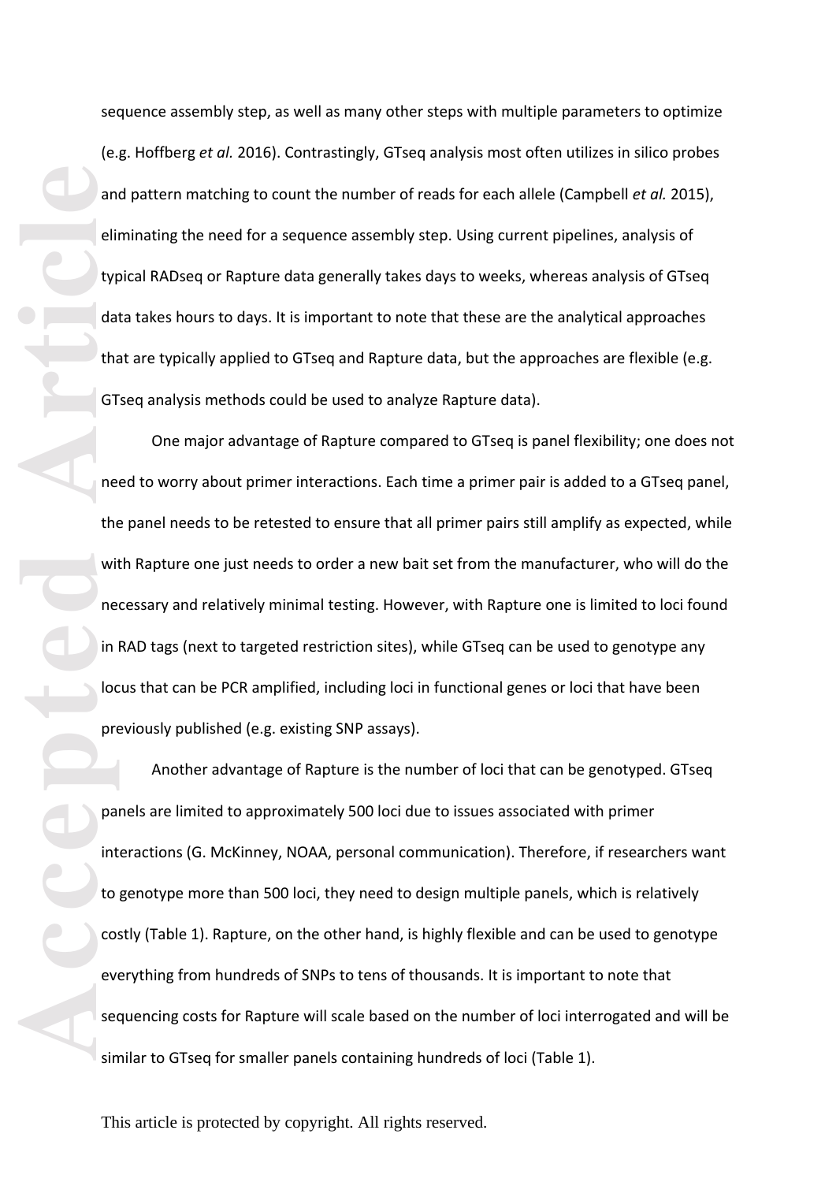sequence assembly step, as well as many other steps with multiple parameters to optimize (e.g. Hoffberg *et al.* 2016). Contrastingly, GTseq analysis most often utilizes in silico probes and pattern matching to count the number of reads for each allele (Campbell *et al.* 2015), eliminating the need for a sequence assembly step. Using current pipelines, analysis of typical RADseq or Rapture data generally takes days to weeks, whereas analysis of GTseq data takes hours to days. It is important to note that these are the analytical approaches that are typically applied to GTseq and Rapture data, but the approaches are flexible (e.g. GTseq analysis methods could be used to analyze Rapture data).

One major advantage of Rapture compared to GTseq is panel flexibility; one does not need to worry about primer interactions. Each time a primer pair is added to a GTseq panel, the panel needs to be retested to ensure that all primer pairs still amplify as expected, while with Rapture one just needs to order a new bait set from the manufacturer, who will do the necessary and relatively minimal testing. However, with Rapture one is limited to loci found in RAD tags (next to targeted restriction sites), while GTseq can be used to genotype any locus that can be PCR amplified, including loci in functional genes or loci that have been previously published (e.g. existing SNP assays).

Another advantage of Rapture is the number of loci that can be genotyped. GTseq panels are limited to approximately 500 loci due to issues associated with primer interactions (G. McKinney, NOAA, personal communication). Therefore, if researchers want to genotype more than 500 loci, they need to design multiple panels, which is relatively costly (Table 1). Rapture, on the other hand, is highly flexible and can be used to genotype everything from hundreds of SNPs to tens of thousands. It is important to note that sequencing costs for Rapture will scale based on the number of loci interrogated and will be similar to GTseq for smaller panels containing hundreds of loci (Table 1).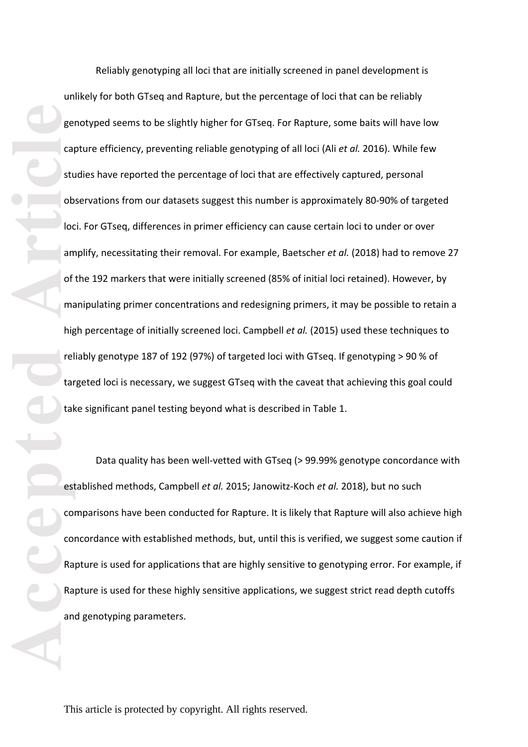Reliably genotyping all loci that are initially screened in panel development is unlikely for both GTseq and Rapture, but the percentage of loci that can be reliably genotyped seems to be slightly higher for GTseq. For Rapture, some baits will have low capture efficiency, preventing reliable genotyping of all loci (Ali *et al.* 2016). While few studies have reported the percentage of loci that are effectively captured, personal observations from our datasets suggest this number is approximately 80-90% of targeted loci. For GTseq, differences in primer efficiency can cause certain loci to under or over amplify, necessitating their removal. For example, Baetscher *et al.* (2018) had to remove 27 of the 192 markers that were initially screened (85% of initial loci retained). However, by manipulating primer concentrations and redesigning primers, it may be possible to retain a high percentage of initially screened loci. Campbell *et al.* (2015) used these techniques to reliably genotype 187 of 192 (97%) of targeted loci with GTseq. If genotyping > 90 % of targeted loci is necessary, we suggest GTseq with the caveat that achieving this goal could take significant panel testing beyond what is described in Table 1.

Data quality has been well-vetted with GTseq (> 99.99% genotype concordance with established methods, Campbell *et al.* 2015; Janowitz-Koch *et al.* 2018), but no such comparisons have been conducted for Rapture. It is likely that Rapture will also achieve high concordance with established methods, but, until this is verified, we suggest some caution if Rapture is used for applications that are highly sensitive to genotyping error. For example, if Rapture is used for these highly sensitive applications, we suggest strict read depth cutoffs and genotyping parameters.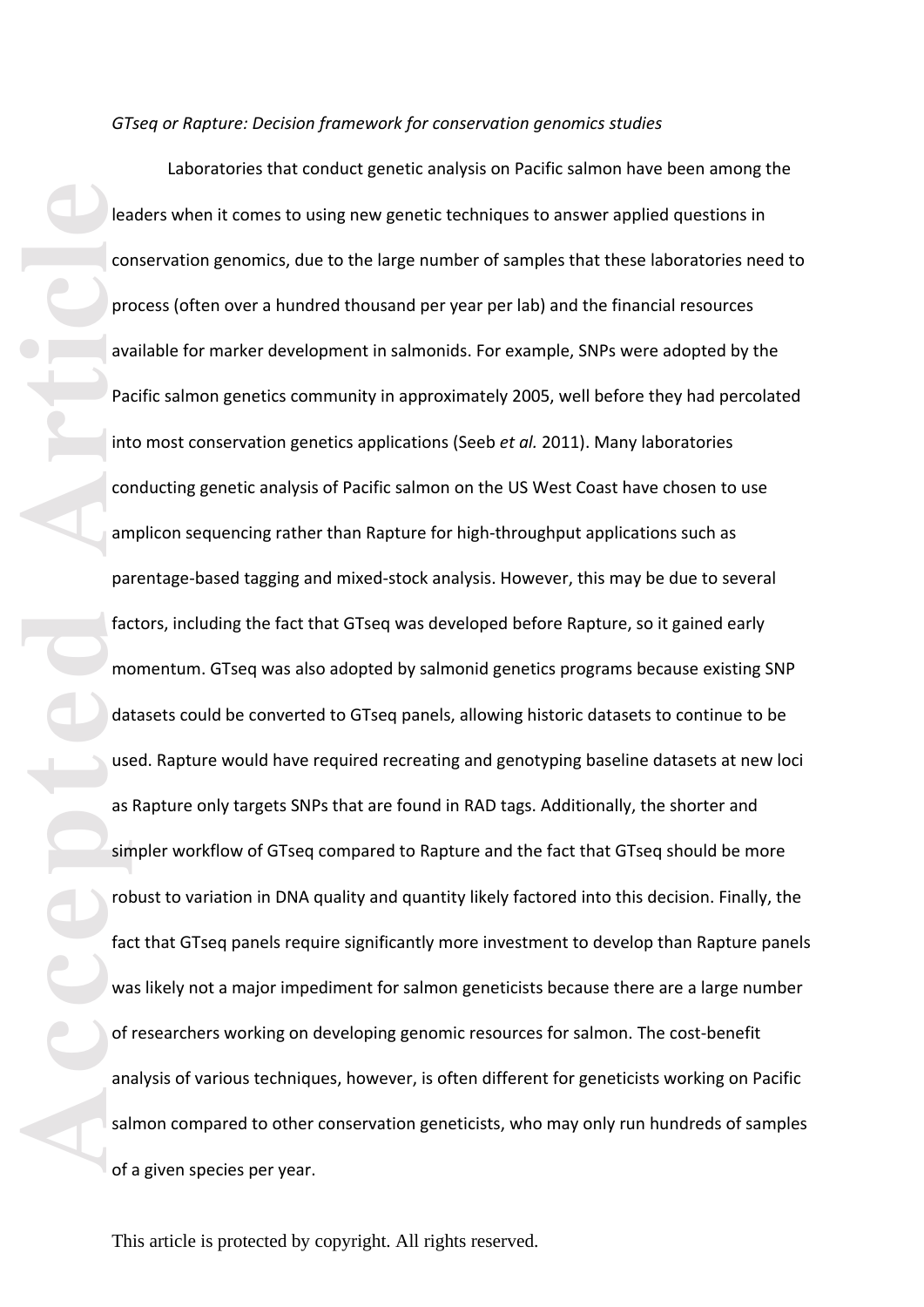*GTseq or Rapture: Decision framework for conservation genomics studies*

Laboratories that conduct genetic analysis on Pacific salmon have been among the leaders when it comes to using new genetic techniques to answer applied questions in conservation genomics, due to the large number of samples that these laboratories need to process (often over a hundred thousand per year per lab) and the financial resources available for marker development in salmonids. For example, SNPs were adopted by the Pacific salmon genetics community in approximately 2005, well before they had percolated into most conservation genetics applications (Seeb *et al.* 2011). Many laboratories conducting genetic analysis of Pacific salmon on the US West Coast have chosen to use amplicon sequencing rather than Rapture for high-throughput applications such as parentage-based tagging and mixed-stock analysis. However, this may be due to several factors, including the fact that GTseq was developed before Rapture, so it gained early momentum. GTseq was also adopted by salmonid genetics programs because existing SNP datasets could be converted to GTseq panels, allowing historic datasets to continue to be used. Rapture would have required recreating and genotyping baseline datasets at new loci as Rapture only targets SNPs that are found in RAD tags. Additionally, the shorter and simpler workflow of GTseq compared to Rapture and the fact that GTseq should be more robust to variation in DNA quality and quantity likely factored into this decision. Finally, the fact that GTseq panels require significantly more investment to develop than Rapture panels was likely not a major impediment for salmon geneticists because there are a large number of researchers working on developing genomic resources for salmon. The cost-benefit analysis of various techniques, however, is often different for geneticists working on Pacific salmon compared to other conservation geneticists, who may only run hundreds of samples of a given species per year.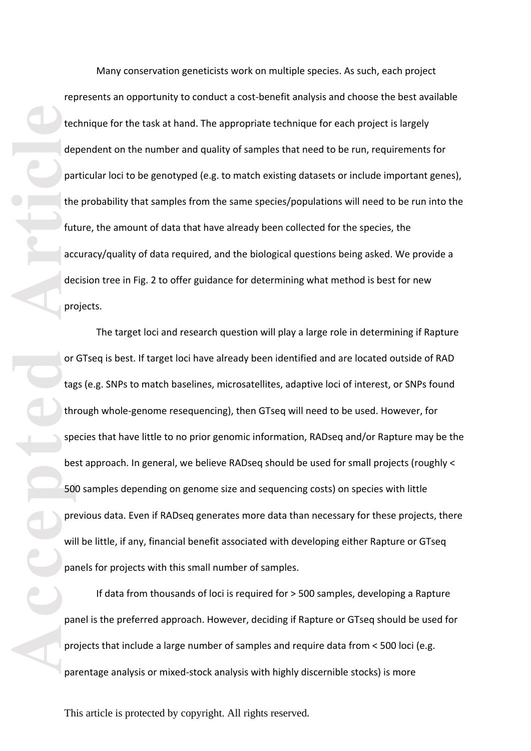Many conservation geneticists work on multiple species. As such, each project represents an opportunity to conduct a cost-benefit analysis and choose the best available technique for the task at hand. The appropriate technique for each project is largely dependent on the number and quality of samples that need to be run, requirements for particular loci to be genotyped (e.g. to match existing datasets or include important genes), the probability that samples from the same species/populations will need to be run into the future, the amount of data that have already been collected for the species, the accuracy/quality of data required, and the biological questions being asked. We provide a decision tree in Fig. 2 to offer guidance for determining what method is best for new projects.

The target loci and research question will play a large role in determining if Rapture or GTseq is best. If target loci have already been identified and are located outside of RAD tags (e.g. SNPs to match baselines, microsatellites, adaptive loci of interest, or SNPs found through whole-genome resequencing), then GTseq will need to be used. However, for species that have little to no prior genomic information, RADseq and/or Rapture may be the best approach. In general, we believe RADseq should be used for small projects (roughly < 500 samples depending on genome size and sequencing costs) on species with little previous data. Even if RADseq generates more data than necessary for these projects, there will be little, if any, financial benefit associated with developing either Rapture or GTseq panels for projects with this small number of samples.

If data from thousands of loci is required for > 500 samples, developing a Rapture panel is the preferred approach. However, deciding if Rapture or GTseq should be used for projects that include a large number of samples and require data from < 500 loci (e.g. parentage analysis or mixed-stock analysis with highly discernible stocks) is more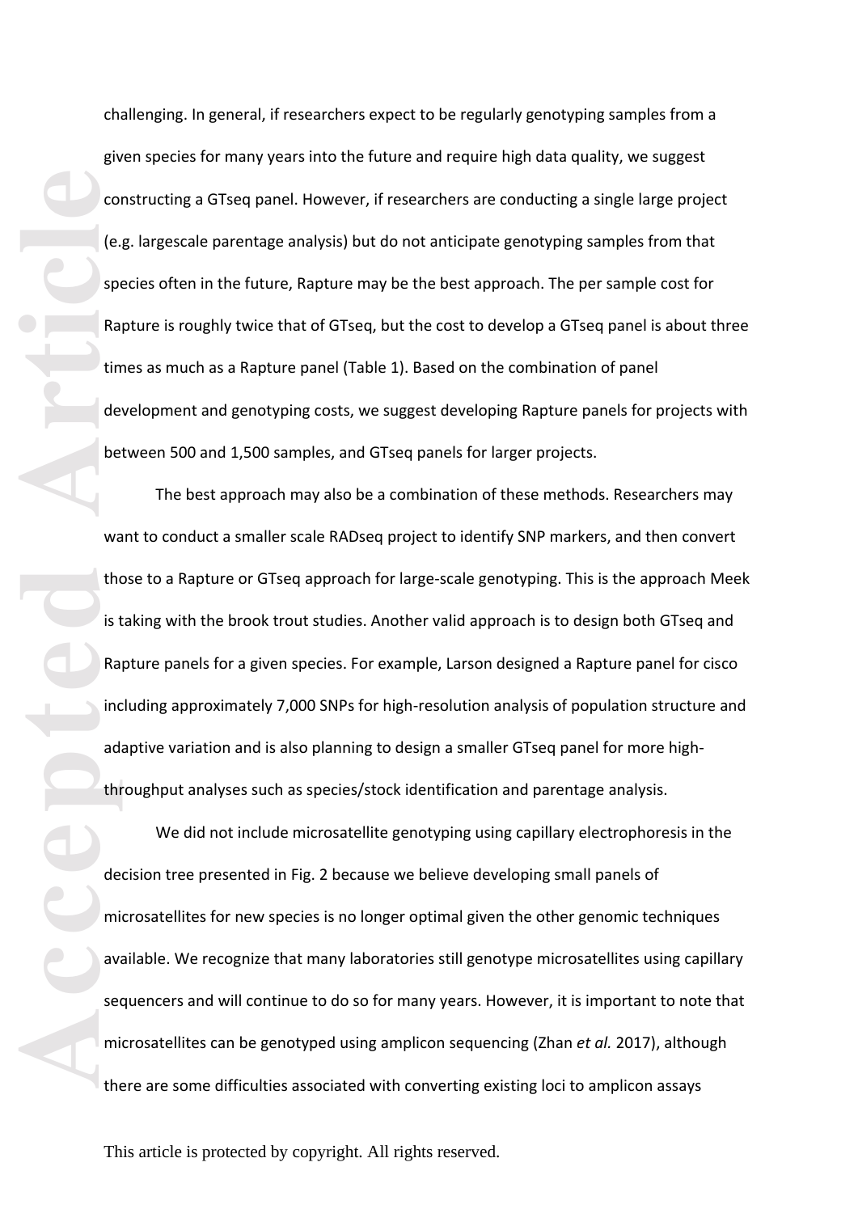challenging. In general, if researchers expect to be regularly genotyping samples from a given species for many years into the future and require high data quality, we suggest constructing a GTseq panel. However, if researchers are conducting a single large project (e.g. largescale parentage analysis) but do not anticipate genotyping samples from that species often in the future, Rapture may be the best approach. The per sample cost for Rapture is roughly twice that of GTseq, but the cost to develop a GTseq panel is about three times as much as a Rapture panel (Table 1). Based on the combination of panel development and genotyping costs, we suggest developing Rapture panels for projects with between 500 and 1,500 samples, and GTseq panels for larger projects.

The best approach may also be a combination of these methods. Researchers may want to conduct a smaller scale RADseq project to identify SNP markers, and then convert those to a Rapture or GTseq approach for large-scale genotyping. This is the approach Meek is taking with the brook trout studies. Another valid approach is to design both GTseq and Rapture panels for a given species. For example, Larson designed a Rapture panel for cisco including approximately 7,000 SNPs for high-resolution analysis of population structure and adaptive variation and is also planning to design a smaller GTseq panel for more high-throughput analyses such as species/stock identification and parentage analysis.

We did not include microsatellite genotyping using capillary electrophoresis in the decision tree presented in Fig. 2 because we believe developing small panels of microsatellites for new species is no longer optimal given the other genomic techniques available. We recognize that many laboratories still genotype microsatellites using capillary sequencers and will continue to do so for many years. However, it is important to note that microsatellites can be genotyped using amplicon sequencing (Zhan *et al.* 2017), although there are some difficulties associated with converting existing loci to amplicon assays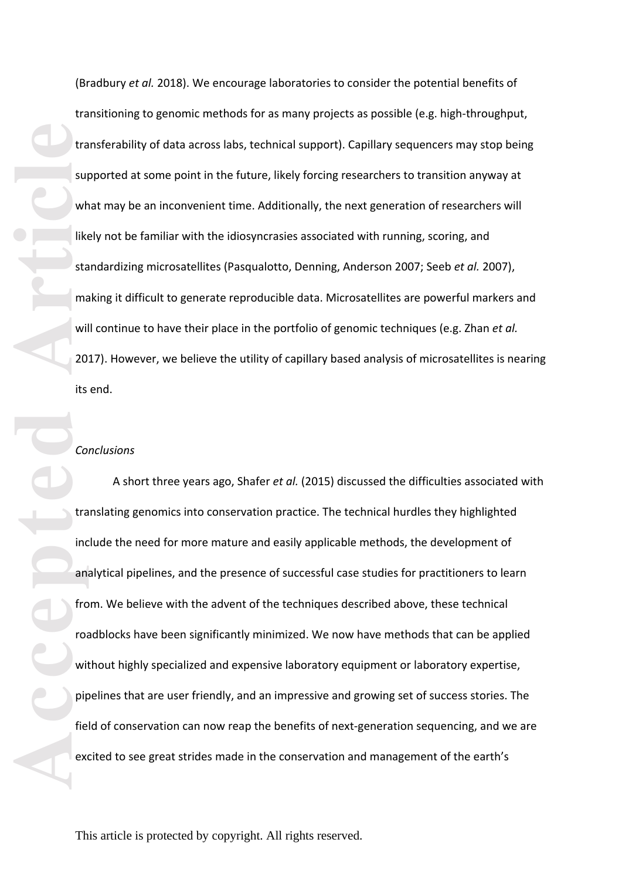(Bradbury *et al.* 2018). We encourage laboratories to consider the potential benefits of transitioning to genomic methods for as many projects as possible (e.g. high-throughput, transferability of data across labs, technical support). Capillary sequencers may stop being supported at some point in the future, likely forcing researchers to transition anyway at what may be an inconvenient time. Additionally, the next generation of researchers will likely not be familiar with the idiosyncrasies associated with running, scoring, and standardizing microsatellites (Pasqualotto, Denning, Anderson 2007; Seeb *et al.* 2007), making it difficult to generate reproducible data. Microsatellites are powerful markers and will continue to have their place in the portfolio of genomic techniques (e.g. Zhan *et al.* 2017). However, we believe the utility of capillary based analysis of microsatellites is nearing its end.

*Conclusions*

A short three years ago, Shafer *et al.* (2015) discussed the difficulties associated with translating genomics into conservation practice. The technical hurdles they highlighted include the need for more mature and easily applicable methods, the development of analytical pipelines, and the presence of successful case studies for practitioners to learn from. We believe with the advent of the techniques described above, these technical roadblocks have been significantly minimized. We now have methods that can be applied without highly specialized and expensive laboratory equipment or laboratory expertise, pipelines that are user friendly, and an impressive and growing set of success stories. The field of conservation can now reap the benefits of next-generation sequencing, and we are excited to see great strides made in the conservation and management of the earth's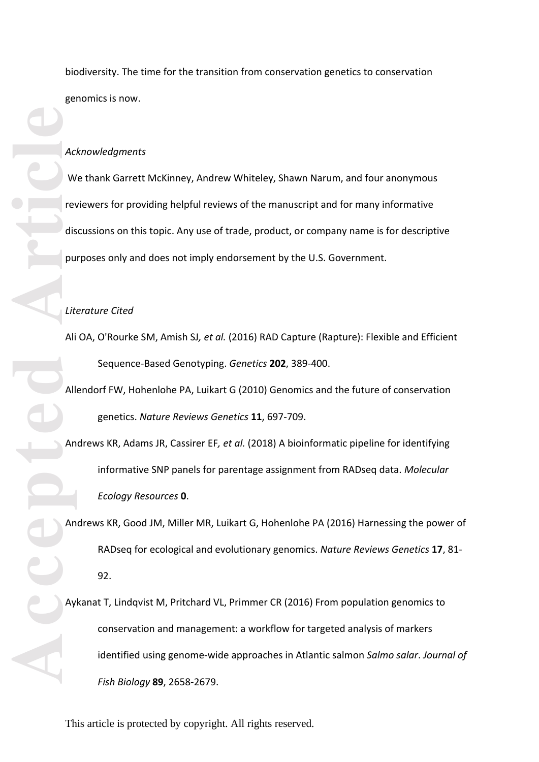biodiversity. The time for the transition from conservation genetics to conservation genomics is now.

*Acknowledgments*

We thank Garrett McKinney, Andrew Whiteley, Shawn Narum, and four anonymous reviewers for providing helpful reviews of the manuscript and for many informative discussions on this topic. Any use of trade, product, or company name is for descriptive purposes only and does not imply endorsement by the U.S. Government.

*Literature Cited*

Ali OA, O'Rourke SM, Amish SJ*, et al.* (2016) RAD Capture (Rapture): Flexible and Efficient Sequence-Based Genotyping. *Genetics* **202**, 389-400.

Allendorf FW, Hohenlohe PA, Luikart G (2010) Genomics and the future of conservation genetics. *Nature Reviews Genetics* **11**, 697-709.

Andrews KR, Adams JR, Cassirer EF*, et al.* (2018) A bioinformatic pipeline for identifying informative SNP panels for parentage assignment from RADseq data. *Molecular Ecology Resources* **0**.

Andrews KR, Good JM, Miller MR, Luikart G, Hohenlohe PA (2016) Harnessing the power of RADseq for ecological and evolutionary genomics. *Nature Reviews Genetics* **17**, 81-92.

Aykanat T, Lindqvist M, Pritchard VL, Primmer CR (2016) From population genomics to conservation and management: a workflow for targeted analysis of markers identified using genome-wide approaches in Atlantic salmon *Salmo salar*. *Journal of Fish Biology* **89**, 2658-2679.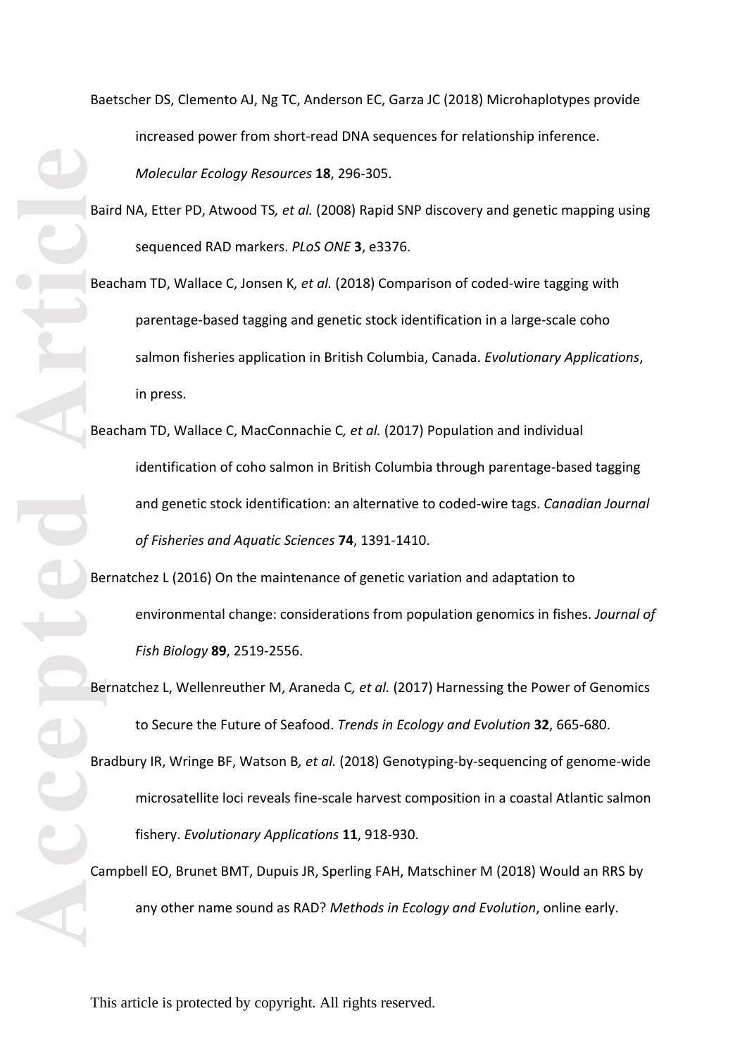Baetscher DS, Clemento AJ, Ng TC, Anderson EC, Garza JC (2018) Microhaplotypes provide increased power from short-read DNA sequences for relationship inference. *Molecular Ecology Resources* **18**, 296-305.

Baird NA, Etter PD, Atwood TS*, et al.* (2008) Rapid SNP discovery and genetic mapping using sequenced RAD markers. *PLoS ONE* **3**, e3376.

Beacham TD, Wallace C, Jonsen K*, et al.* (2018) Comparison of coded-wire tagging with parentage-based tagging and genetic stock identification in a large-scale coho salmon fisheries application in British Columbia, Canada. *Evolutionary Applications*, in press.

Beacham TD, Wallace C, MacConnachie C*, et al.* (2017) Population and individual identification of coho salmon in British Columbia through parentage-based tagging and genetic stock identification: an alternative to coded-wire tags. *Canadian Journal of Fisheries and Aquatic Sciences* **74**, 1391-1410.

Bernatchez L (2016) On the maintenance of genetic variation and adaptation to environmental change: considerations from population genomics in fishes. *Journal of Fish Biology* **89**, 2519-2556.

Bernatchez L, Wellenreuther M, Araneda C*, et al.* (2017) Harnessing the Power of Genomics to Secure the Future of Seafood. *Trends in Ecology and Evolution* **32**, 665-680.

Bradbury IR, Wringe BF, Watson B*, et al.* (2018) Genotyping-by-sequencing of genome-wide microsatellite loci reveals fine-scale harvest composition in a coastal Atlantic salmon fishery. *Evolutionary Applications* **11**, 918-930.

Campbell EO, Brunet BMT, Dupuis JR, Sperling FAH, Matschiner M (2018) Would an RRS by any other name sound as RAD? *Methods in Ecology and Evolution*, online early.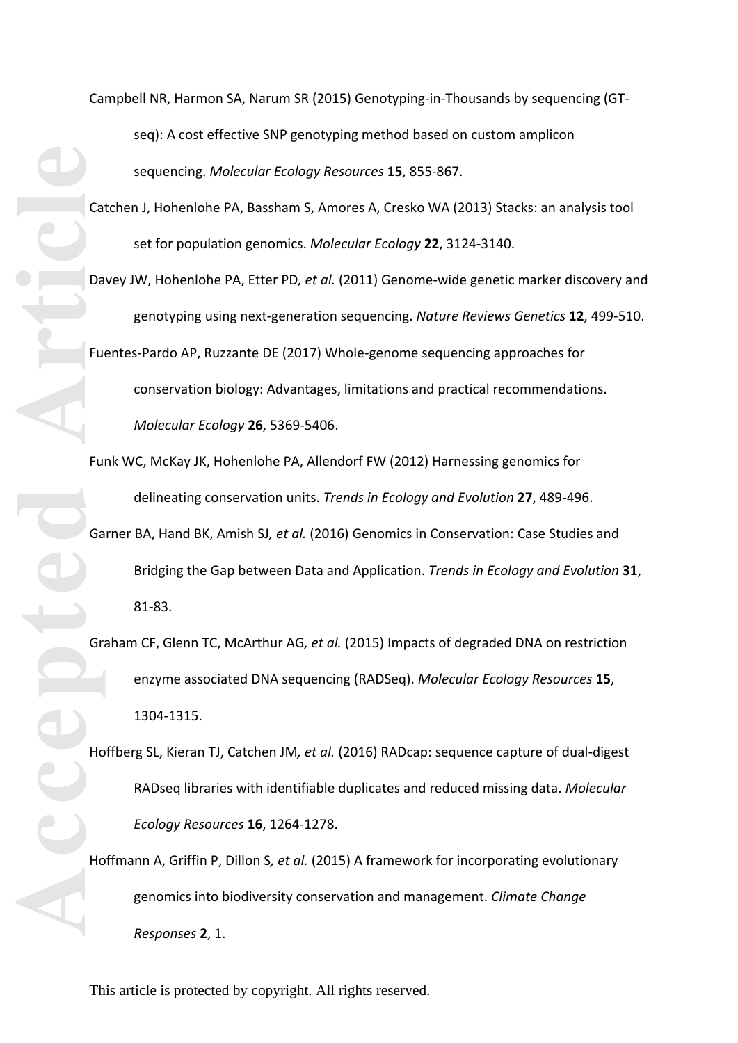Campbell NR, Harmon SA, Narum SR (2015) Genotyping-in-Thousands by sequencing (GT-seq): A cost effective SNP genotyping method based on custom amplicon sequencing. *Molecular Ecology Resources* **15**, 855-867.

Catchen J, Hohenlohe PA, Bassham S, Amores A, Cresko WA (2013) Stacks: an analysis tool set for population genomics. *Molecular Ecology* **22**, 3124-3140.

Davey JW, Hohenlohe PA, Etter PD*, et al.* (2011) Genome-wide genetic marker discovery and genotyping using next-generation sequencing. *Nature Reviews Genetics* **12**, 499-510.

Fuentes-Pardo AP, Ruzzante DE (2017) Whole-genome sequencing approaches for conservation biology: Advantages, limitations and practical recommendations. *Molecular Ecology* **26**, 5369-5406.

Funk WC, McKay JK, Hohenlohe PA, Allendorf FW (2012) Harnessing genomics for delineating conservation units. *Trends in Ecology and Evolution* **27**, 489-496.

Garner BA, Hand BK, Amish SJ*, et al.* (2016) Genomics in Conservation: Case Studies and Bridging the Gap between Data and Application. *Trends in Ecology and Evolution* **31**, 81-83.

Graham CF, Glenn TC, McArthur AG*, et al.* (2015) Impacts of degraded DNA on restriction enzyme associated DNA sequencing (RADSeq). *Molecular Ecology Resources* **15**, 1304-1315.

Hoffberg SL, Kieran TJ, Catchen JM*, et al.* (2016) RADcap: sequence capture of dual-digest RADseq libraries with identifiable duplicates and reduced missing data. *Molecular Ecology Resources* **16**, 1264-1278.

Hoffmann A, Griffin P, Dillon S*, et al.* (2015) A framework for incorporating evolutionary genomics into biodiversity conservation and management. *Climate Change Responses* **2**, 1.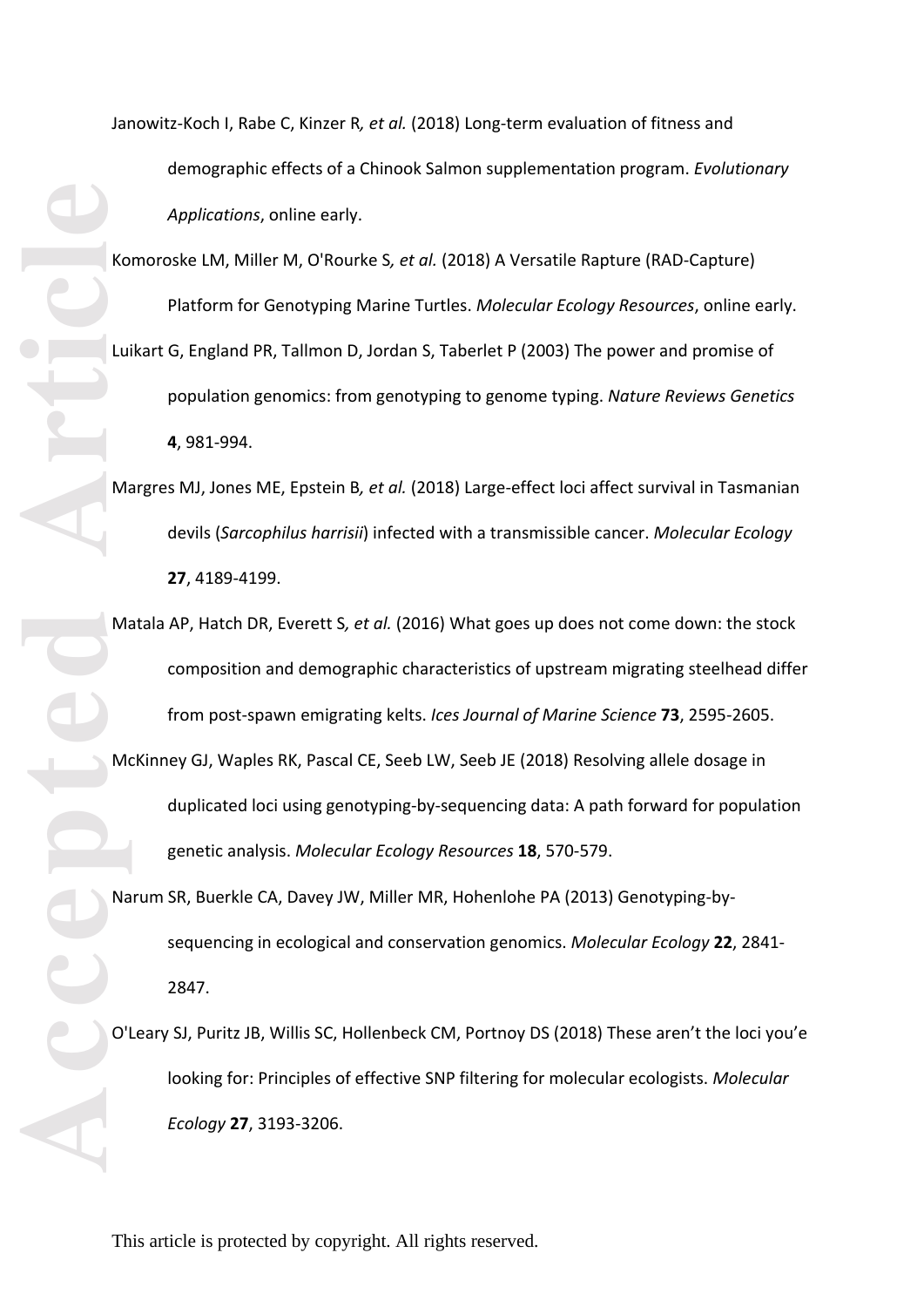Janowitz-Koch I, Rabe C, Kinzer R*, et al.* (2018) Long-term evaluation of fitness and demographic effects of a Chinook Salmon supplementation program. *Evolutionary Applications*, online early.

Komoroske LM, Miller M, O'Rourke S*, et al.* (2018) A Versatile Rapture (RAD-Capture) Platform for Genotyping Marine Turtles. *Molecular Ecology Resources*, online early.

Luikart G, England PR, Tallmon D, Jordan S, Taberlet P (2003) The power and promise of population genomics: from genotyping to genome typing. *Nature Reviews Genetics* **4**, 981-994.

Margres MJ, Jones ME, Epstein B*, et al.* (2018) Large-effect loci affect survival in Tasmanian devils (*Sarcophilus harrisii*) infected with a transmissible cancer. *Molecular Ecology* **27**, 4189-4199.

Matala AP, Hatch DR, Everett S*, et al.* (2016) What goes up does not come down: the stock composition and demographic characteristics of upstream migrating steelhead differ from post-spawn emigrating kelts. *Ices Journal of Marine Science* **73**, 2595-2605.

McKinney GJ, Waples RK, Pascal CE, Seeb LW, Seeb JE (2018) Resolving allele dosage in duplicated loci using genotyping-by-sequencing data: A path forward for population genetic analysis. *Molecular Ecology Resources* **18**, 570-579.

Narum SR, Buerkle CA, Davey JW, Miller MR, Hohenlohe PA (2013) Genotyping-by-sequencing in ecological and conservation genomics. *Molecular Ecology* **22**, 2841-2847.

O'Leary SJ, Puritz JB, Willis SC, Hollenbeck CM, Portnoy DS (2018) These aren't the loci you'e looking for: Principles of effective SNP filtering for molecular ecologists. *Molecular Ecology* **27**, 3193-3206.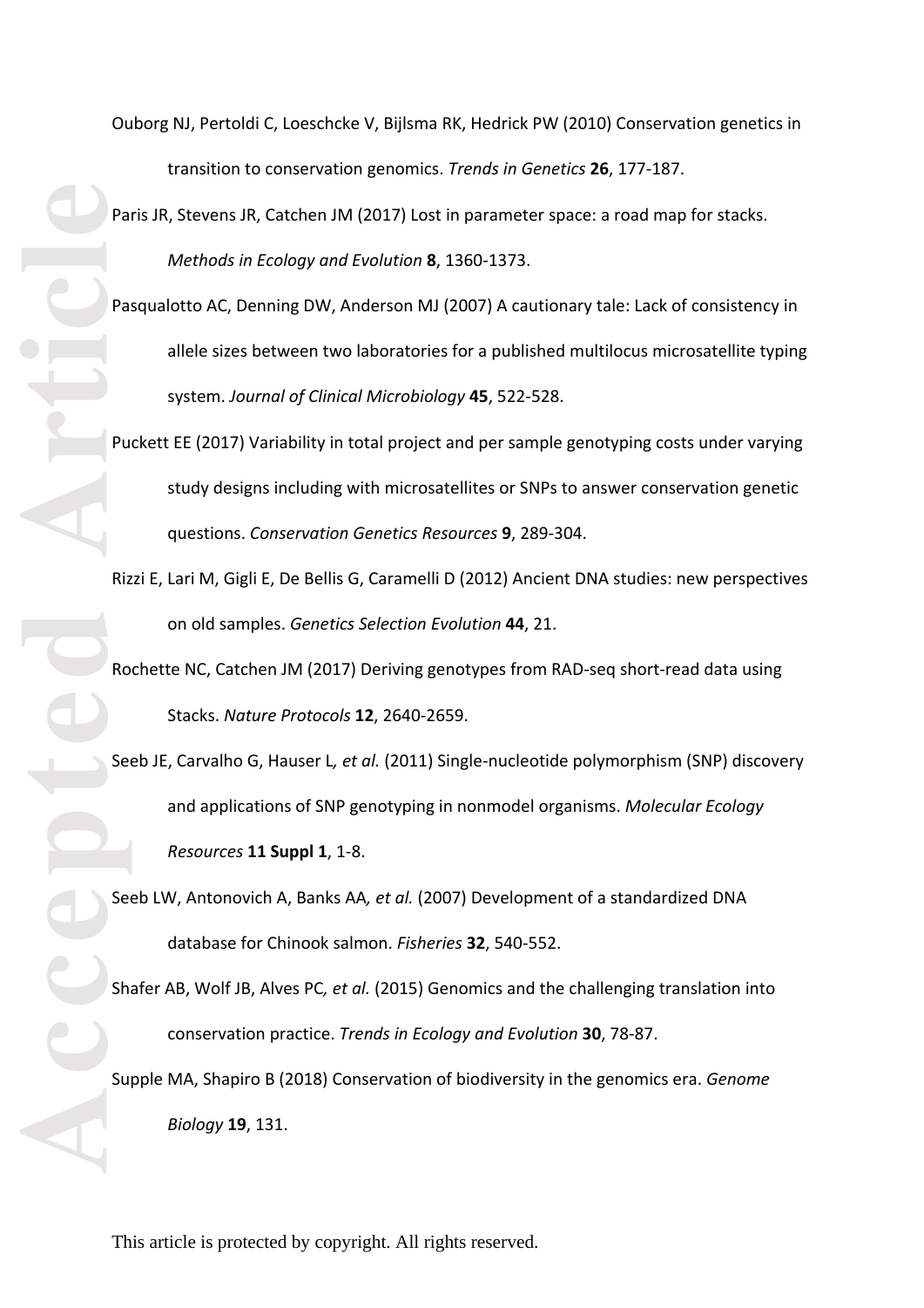Ouborg NJ, Pertoldi C, Loeschcke V, Bijlsma RK, Hedrick PW (2010) Conservation genetics in transition to conservation genomics. *Trends in Genetics* **26**, 177-187.

Paris JR, Stevens JR, Catchen JM (2017) Lost in parameter space: a road map for stacks. *Methods in Ecology and Evolution* **8**, 1360-1373.

Pasqualotto AC, Denning DW, Anderson MJ (2007) A cautionary tale: Lack of consistency in allele sizes between two laboratories for a published multilocus microsatellite typing system. *Journal of Clinical Microbiology* **45**, 522-528.

Puckett EE (2017) Variability in total project and per sample genotyping costs under varying study designs including with microsatellites or SNPs to answer conservation genetic questions. *Conservation Genetics Resources* **9**, 289-304.

Rizzi E, Lari M, Gigli E, De Bellis G, Caramelli D (2012) Ancient DNA studies: new perspectives on old samples. *Genetics Selection Evolution* **44**, 21.

Rochette NC, Catchen JM (2017) Deriving genotypes from RAD-seq short-read data using Stacks. *Nature Protocols* **12**, 2640-2659.

Seeb JE, Carvalho G, Hauser L*, et al.* (2011) Single-nucleotide polymorphism (SNP) discovery and applications of SNP genotyping in nonmodel organisms. *Molecular Ecology Resources* **11 Suppl 1**, 1-8.

Seeb LW, Antonovich A, Banks AA*, et al.* (2007) Development of a standardized DNA database for Chinook salmon. *Fisheries* **32**, 540-552.

Shafer AB, Wolf JB, Alves PC*, et al.* (2015) Genomics and the challenging translation into conservation practice. *Trends in Ecology and Evolution* **30**, 78-87.

Supple MA, Shapiro B (2018) Conservation of biodiversity in the genomics era. *Genome Biology* **19**, 131.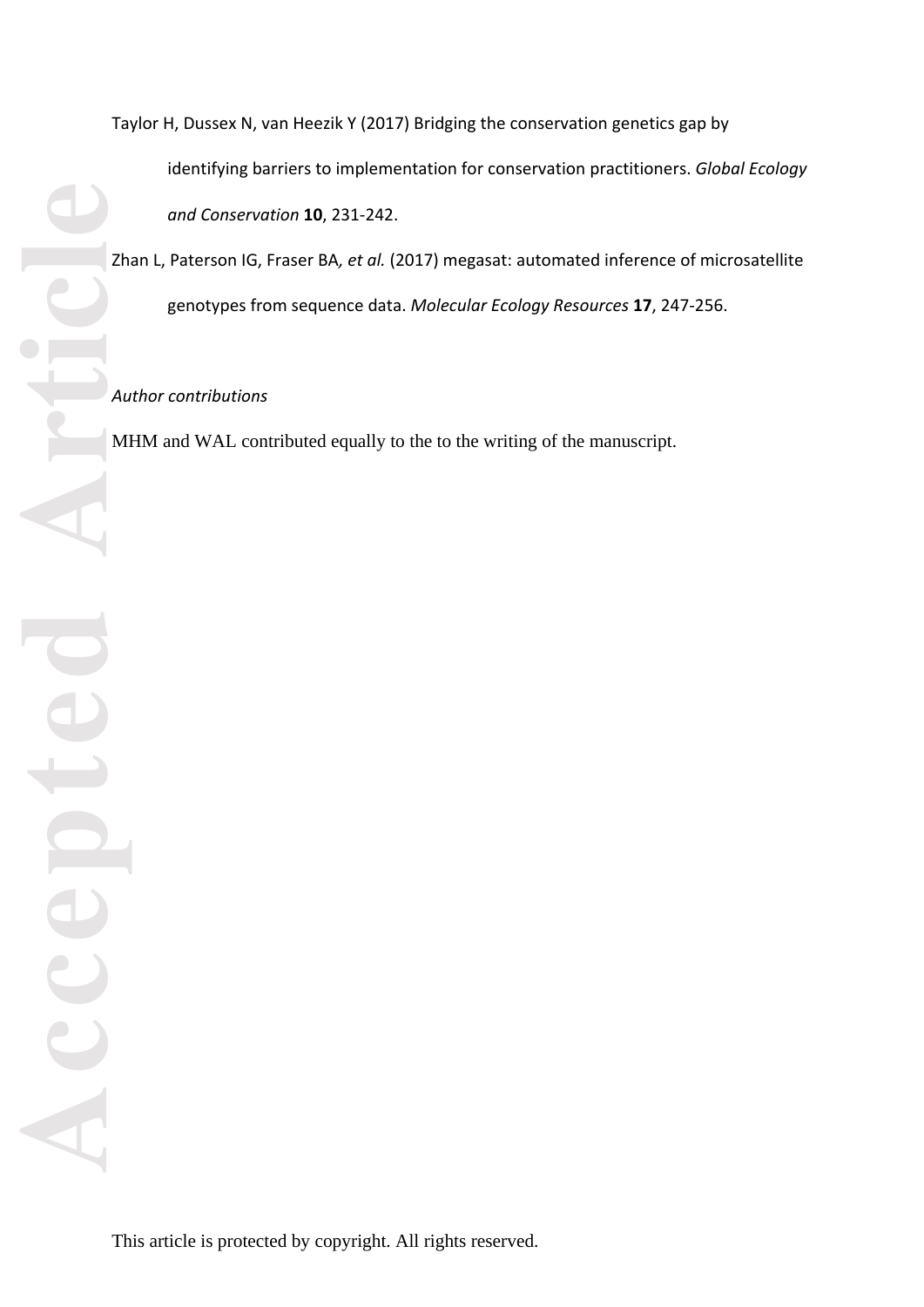Taylor H, Dussex N, van Heezik Y (2017) Bridging the conservation genetics gap by identifying barriers to implementation for conservation practitioners. *Global Ecology and Conservation* **10**, 231-242.

Zhan L, Paterson IG, Fraser BA*, et al.* (2017) megasat: automated inference of microsatellite genotypes from sequence data. *Molecular Ecology Resources* **17**, 247-256.

*Author contributions*

MHM and WAL contributed equally to the to the writing of the manuscript.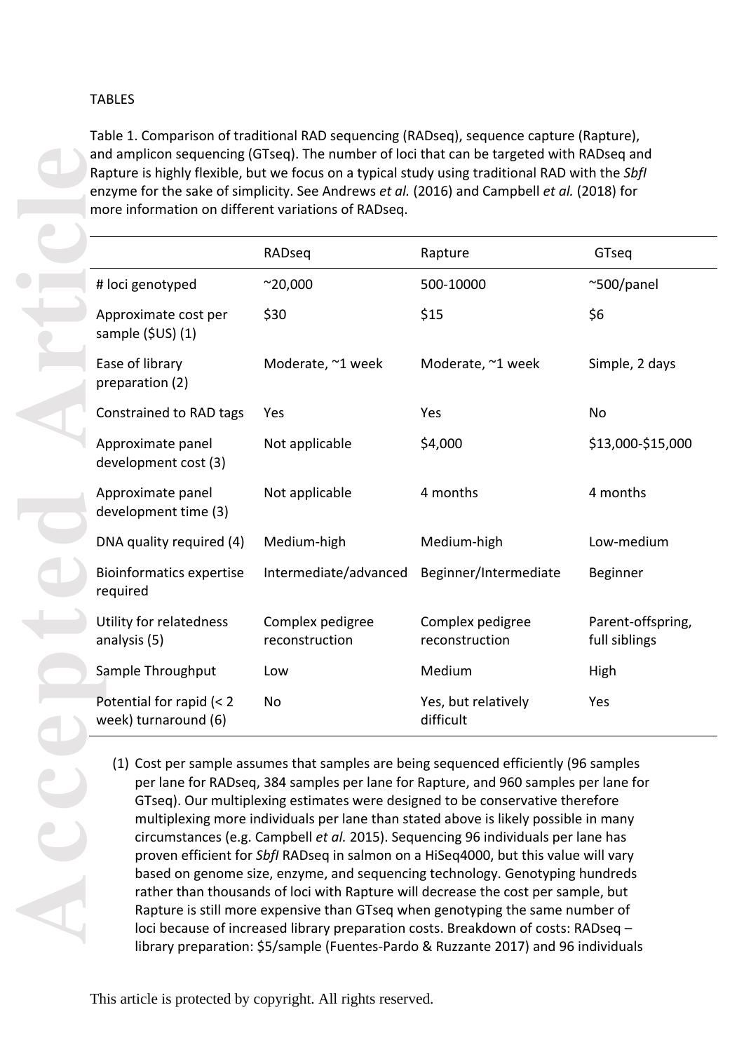TABLES

Table 1. Comparison of traditional RAD sequencing (RADseq), sequence capture (Rapture), and amplicon sequencing (GTseq). The number of loci that can be targeted with RADseq and Rapture is highly flexible, but we focus on a typical study using traditional RAD with the *SbfI* enzyme for the sake of simplicity. See Andrews *et al.* (2016) and Campbell *et al.* (2018) for more information on different variations of RADseq.

| | RADseq | Rapture | GTseq |
|---|---|---|---|
| # loci genotyped | ~20,000 | 500-10000 | ~500/panel |
| Approximate cost per sample ($US) (1) | $30 | $15 | $6 |
| Ease of library preparation (2) | Moderate, ~1 week | Moderate, ~1 week | Simple, 2 days |
| Constrained to RAD tags | Yes | Yes | No |
| Approximate panel development cost (3) | Not applicable | $4,000 | $13,000-$15,000 |
| Approximate panel development time (3) | Not applicable | 4 months | 4 months |
| DNA quality required (4) | Medium-high | Medium-high | Low-medium |
| Bioinformatics expertise required | Intermediate/advanced | Beginner/Intermediate | Beginner |
| Utility for relatedness analysis (5) | Complex pedigree reconstruction | Complex pedigree reconstruction | Parent-offspring, full siblings |
| Sample Throughput | Low | Medium | High |
| Potential for rapid (< 2 week) turnaround (6) | No | Yes, but relatively difficult | Yes |

(1) Cost per sample assumes that samples are being sequenced efficiently (96 samples per lane for RADseq, 384 samples per lane for Rapture, and 960 samples per lane for GTseq). Our multiplexing estimates were designed to be conservative therefore multiplexing more individuals per lane than stated above is likely possible in many circumstances (e.g. Campbell *et al.* 2015). Sequencing 96 individuals per lane has proven efficient for *SbfI* RADseq in salmon on a HiSeq4000, but this value will vary based on genome size, enzyme, and sequencing technology. Genotyping hundreds rather than thousands of loci with Rapture will decrease the cost per sample, but Rapture is still more expensive than GTseq when genotyping the same number of loci because of increased library preparation costs. Breakdown of costs: RADseq – library preparation: $5/sample (Fuentes-Pardo & Ruzzante 2017) and 96 individuals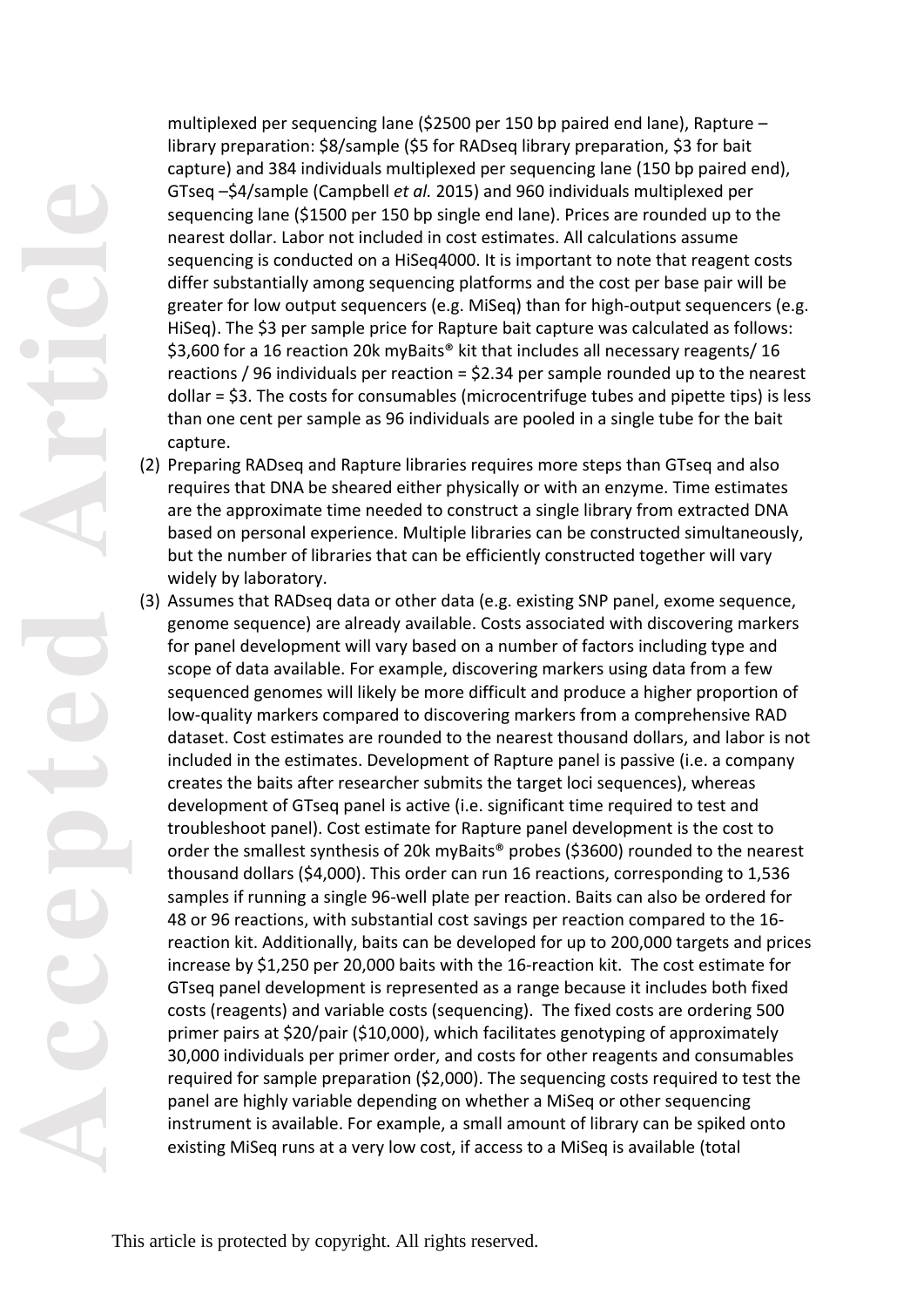multiplexed per sequencing lane ($2500 per 150 bp paired end lane), Rapture – library preparation: $8/sample ($5 for RADseq library preparation, $3 for bait capture) and 384 individuals multiplexed per sequencing lane (150 bp paired end), GTseq –$4/sample (Campbell *et al.* 2015) and 960 individuals multiplexed per sequencing lane ($1500 per 150 bp single end lane). Prices are rounded up to the nearest dollar. Labor not included in cost estimates. All calculations assume sequencing is conducted on a HiSeq4000. It is important to note that reagent costs differ substantially among sequencing platforms and the cost per base pair will be greater for low output sequencers (e.g. MiSeq) than for high-output sequencers (e.g. HiSeq). The $3 per sample price for Rapture bait capture was calculated as follows: $3,600 for a 16 reaction 20k myBaits® kit that includes all necessary reagents/ 16 reactions / 96 individuals per reaction = $2.34 per sample rounded up to the nearest dollar = $3. The costs for consumables (microcentrifuge tubes and pipette tips) is less than one cent per sample as 96 individuals are pooled in a single tube for the bait capture.

(2) Preparing RADseq and Rapture libraries requires more steps than GTseq and also requires that DNA be sheared either physically or with an enzyme. Time estimates are the approximate time needed to construct a single library from extracted DNA based on personal experience. Multiple libraries can be constructed simultaneously, but the number of libraries that can be efficiently constructed together will vary widely by laboratory.

(3) Assumes that RADseq data or other data (e.g. existing SNP panel, exome sequence, genome sequence) are already available. Costs associated with discovering markers for panel development will vary based on a number of factors including type and scope of data available. For example, discovering markers using data from a few sequenced genomes will likely be more difficult and produce a higher proportion of low-quality markers compared to discovering markers from a comprehensive RAD dataset. Cost estimates are rounded to the nearest thousand dollars, and labor is not included in the estimates. Development of Rapture panel is passive (i.e. a company creates the baits after researcher submits the target loci sequences), whereas development of GTseq panel is active (i.e. significant time required to test and troubleshoot panel). Cost estimate for Rapture panel development is the cost to order the smallest synthesis of 20k myBaits® probes ($3600) rounded to the nearest thousand dollars ($4,000). This order can run 16 reactions, corresponding to 1,536 samples if running a single 96-well plate per reaction. Baits can also be ordered for 48 or 96 reactions, with substantial cost savings per reaction compared to the 16-reaction kit. Additionally, baits can be developed for up to 200,000 targets and prices increase by $1,250 per 20,000 baits with the 16-reaction kit. The cost estimate for GTseq panel development is represented as a range because it includes both fixed costs (reagents) and variable costs (sequencing). The fixed costs are ordering 500 primer pairs at $20/pair ($10,000), which facilitates genotyping of approximately 30,000 individuals per primer order, and costs for other reagents and consumables required for sample preparation ($2,000). The sequencing costs required to test the panel are highly variable depending on whether a MiSeq or other sequencing instrument is available. For example, a small amount of library can be spiked onto existing MiSeq runs at a very low cost, if access to a MiSeq is available (total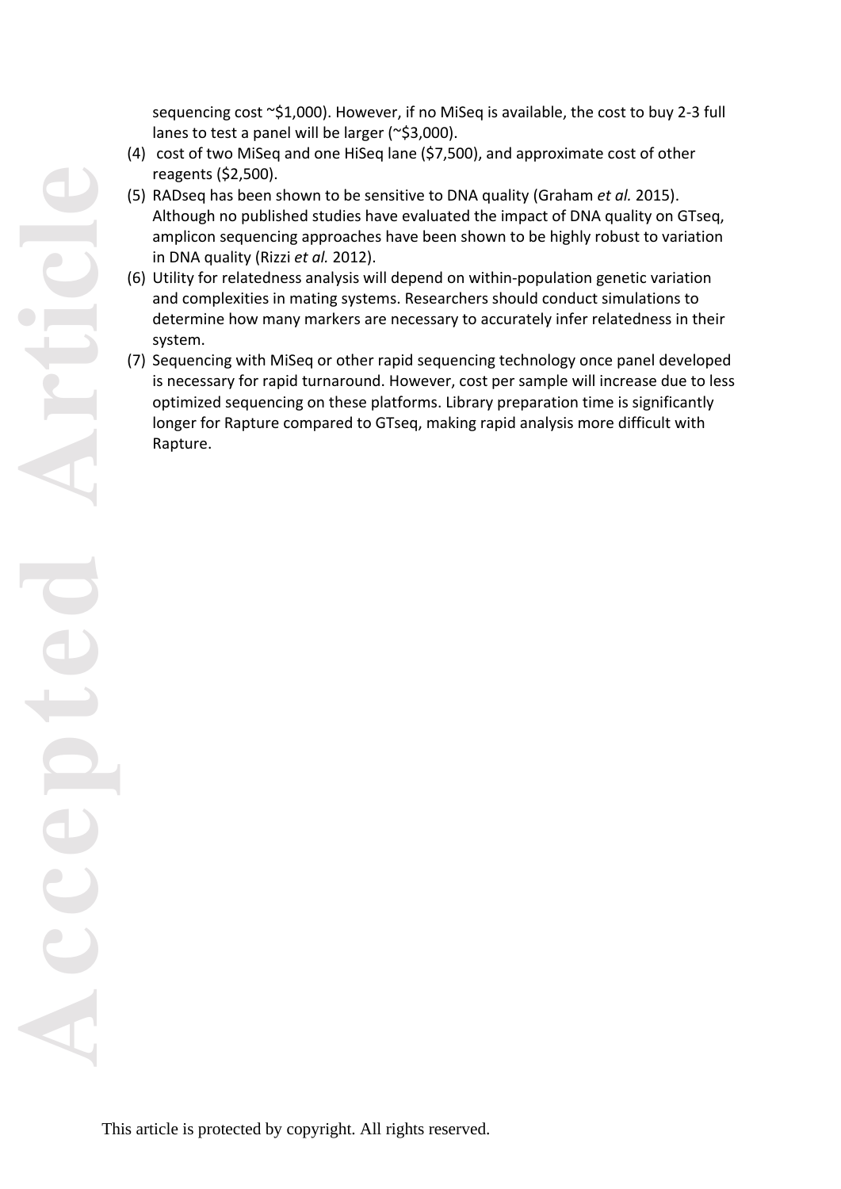sequencing cost ~$1,000). However, if no MiSeq is available, the cost to buy 2-3 full lanes to test a panel will be larger (~$3,000).

(4) cost of two MiSeq and one HiSeq lane ($7,500), and approximate cost of other reagents ($2,500).

(5) RADseq has been shown to be sensitive to DNA quality (Graham *et al.* 2015). Although no published studies have evaluated the impact of DNA quality on GTseq, amplicon sequencing approaches have been shown to be highly robust to variation in DNA quality (Rizzi *et al.* 2012).

(6) Utility for relatedness analysis will depend on within-population genetic variation and complexities in mating systems. Researchers should conduct simulations to determine how many markers are necessary to accurately infer relatedness in their system.

(7) Sequencing with MiSeq or other rapid sequencing technology once panel developed is necessary for rapid turnaround. However, cost per sample will increase due to less optimized sequencing on these platforms. Library preparation time is significantly longer for Rapture compared to GTseq, making rapid analysis more difficult with Rapture.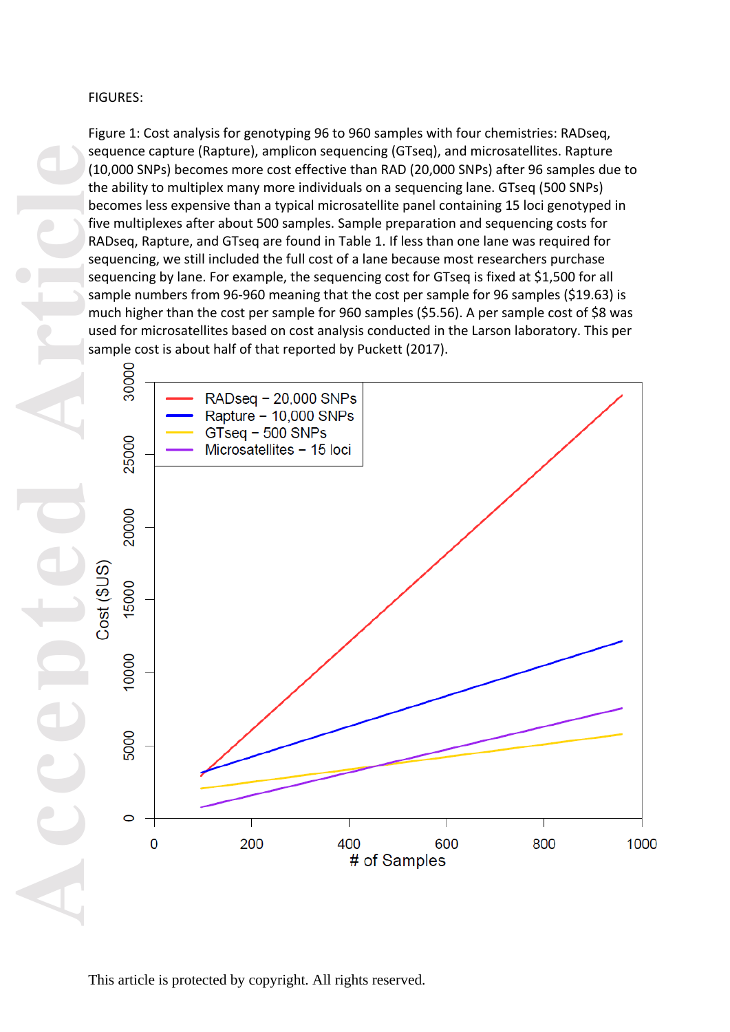FIGURES:

Figure 1: Cost analysis for genotyping 96 to 960 samples with four chemistries: RADseq, sequence capture (Rapture), amplicon sequencing (GTseq), and microsatellites. Rapture (10,000 SNPs) becomes more cost effective than RAD (20,000 SNPs) after 96 samples due to the ability to multiplex many more individuals on a sequencing lane. GTseq (500 SNPs) becomes less expensive than a typical microsatellite panel containing 15 loci genotyped in five multiplexes after about 500 samples. Sample preparation and sequencing costs for RADseq, Rapture, and GTseq are found in Table 1. If less than one lane was required for sequencing, we still included the full cost of a lane because most researchers purchase sequencing by lane. For example, the sequencing cost for GTseq is fixed at $1,500 for all sample numbers from 96-960 meaning that the cost per sample for 96 samples ($19.63) is much higher than the cost per sample for 960 samples ($5.56). A per sample cost of $8 was used for microsatellites based on cost analysis conducted in the Larson laboratory. This per sample cost is about half of that reported by Puckett (2017).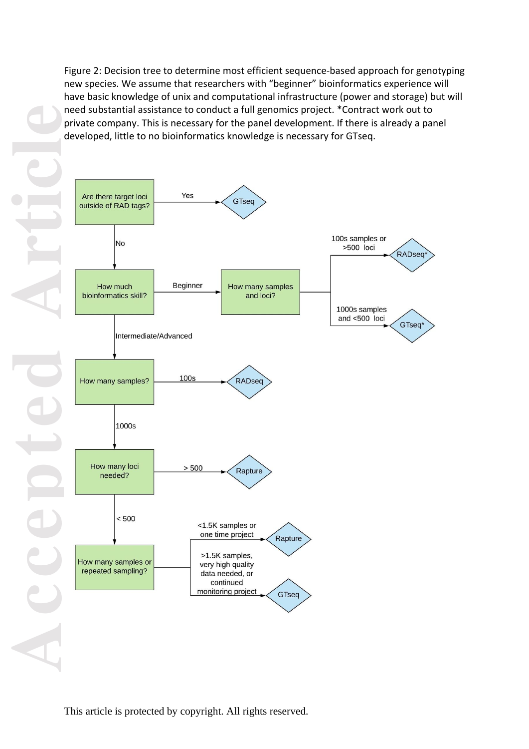Figure 2: Decision tree to determine most efficient sequence-based approach for genotyping new species. We assume that researchers with "beginner" bioinformatics experience will have basic knowledge of unix and computational infrastructure (power and storage) but will need substantial assistance to conduct a full genomics project. *Contract work out to private company. This is necessary for the panel development. If there is already a panel developed, little to no bioinformatics knowledge is necessary for GTseq.

Are there target loci outside of RAD tags?

Yes

GTseq

No

How much bioinformatics skill?

Beginner

How many samples and loci?

100s samples or >500 loci

RADseq*

1000s samples and <500 loci

GTseq*

Intermediate/Advanced

How many samples?

100s

RADseq

1000s

How many loci needed?

> 500

Rapture

< 500

How many samples or repeated sampling?

<1.5K samples or one time project

Rapture

>1.5K samples, very high quality data needed, or continued monitoring project

GTseq